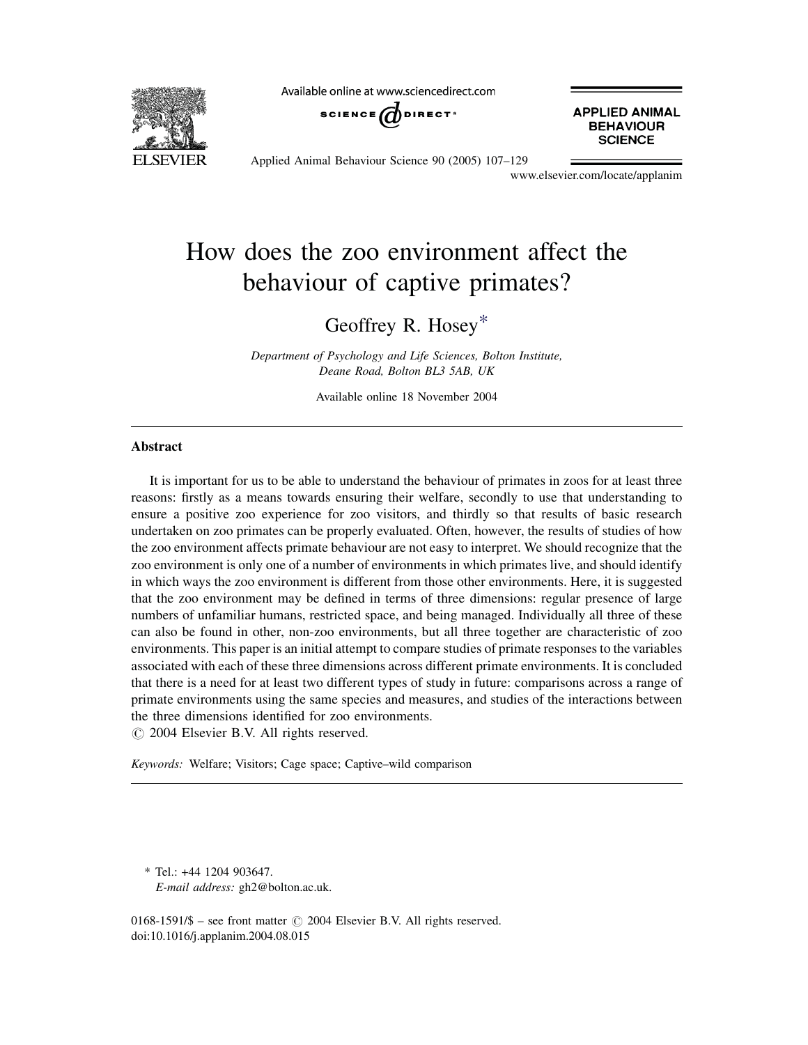# How does the zoo environment affect the behaviour of captive primates?

Geoffrey R. Hosey*

*Department of Psychology and Life Sciences, Bolton Institute, Deane Road, Bolton BL3 5AB, UK*

Available online 18 November 2004

## Abstract

It is important for us to be able to understand the behaviour of primates in zoos for at least three reasons: firstly as a means towards ensuring their welfare, secondly to use that understanding to ensure a positive zoo experience for zoo visitors, and thirdly so that results of basic research undertaken on zoo primates can be properly evaluated. Often, however, the results of studies of how the zoo environment affects primate behaviour are not easy to interpret. We should recognize that the zoo environment is only one of a number of environments in which primates live, and should identify in which ways the zoo environment is different from those other environments. Here, it is suggested that the zoo environment may be defined in terms of three dimensions: regular presence of large numbers of unfamiliar humans, restricted space, and being managed. Individually all three of these can also be found in other, non-zoo environments, but all three together are characteristic of zoo environments. This paper is an initial attempt to compare studies of primate responses to the variables associated with each of these three dimensions across different primate environments. It is concluded that there is a need for at least two different types of study in future: comparisons across a range of primate environments using the same species and measures, and studies of the interactions between the three dimensions identified for zoo environments.

© 2004 Elsevier B.V. All rights reserved.

*Keywords:* Welfare; Visitors; Cage space; Captive–wild comparison

---

\* Tel.: +44 1204 903647.
*E-mail address:* gh2@bolton.ac.uk.

0168-1591/$ – see front matter © 2004 Elsevier B.V. All rights reserved.
doi:10.1016/j.applanim.2004.08.015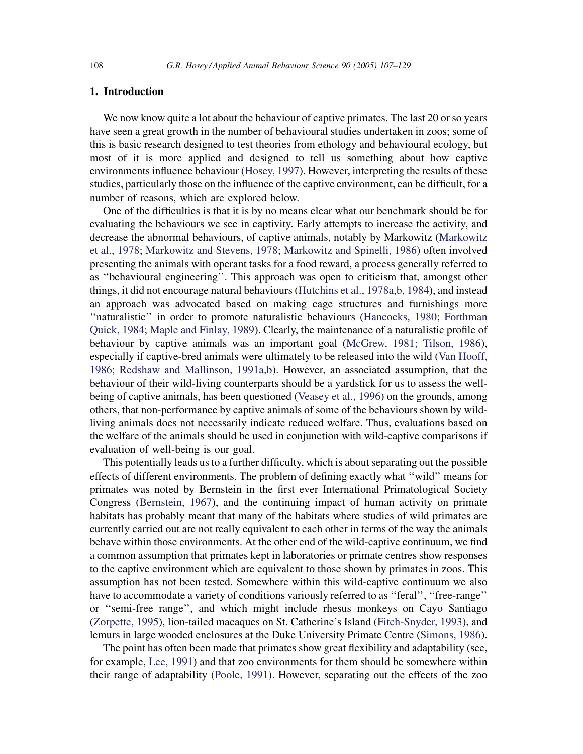## 1. Introduction

We now know quite a lot about the behaviour of captive primates. The last 20 or so years have seen a great growth in the number of behavioural studies undertaken in zoos; some of this is basic research designed to test theories from ethology and behavioural ecology, but most of it is more applied and designed to tell us something about how captive environments influence behaviour (Hosey, 1997). However, interpreting the results of these studies, particularly those on the influence of the captive environment, can be difficult, for a number of reasons, which are explored below.

One of the difficulties is that it is by no means clear what our benchmark should be for evaluating the behaviours we see in captivity. Early attempts to increase the activity, and decrease the abnormal behaviours, of captive animals, notably by Markowitz (Markowitz et al., 1978; Markowitz and Stevens, 1978; Markowitz and Spinelli, 1986) often involved presenting the animals with operant tasks for a food reward, a process generally referred to as ''behavioural engineering''. This approach was open to criticism that, amongst other things, it did not encourage natural behaviours (Hutchins et al., 1978a,b, 1984), and instead an approach was advocated based on making cage structures and furnishings more ''naturalistic'' in order to promote naturalistic behaviours (Hancocks, 1980; Forthman Quick, 1984; Maple and Finlay, 1989). Clearly, the maintenance of a naturalistic profile of behaviour by captive animals was an important goal (McGrew, 1981; Tilson, 1986), especially if captive-bred animals were ultimately to be released into the wild (Van Hooff, 1986; Redshaw and Mallinson, 1991a,b). However, an associated assumption, that the behaviour of their wild-living counterparts should be a yardstick for us to assess the well-being of captive animals, has been questioned (Veasey et al., 1996) on the grounds, among others, that non-performance by captive animals of some of the behaviours shown by wild-living animals does not necessarily indicate reduced welfare. Thus, evaluations based on the welfare of the animals should be used in conjunction with wild-captive comparisons if evaluation of well-being is our goal.

This potentially leads us to a further difficulty, which is about separating out the possible effects of different environments. The problem of defining exactly what ''wild'' means for primates was noted by Bernstein in the first ever International Primatological Society Congress (Bernstein, 1967), and the continuing impact of human activity on primate habitats has probably meant that many of the habitats where studies of wild primates are currently carried out are not really equivalent to each other in terms of the way the animals behave within those environments. At the other end of the wild-captive continuum, we find a common assumption that primates kept in laboratories or primate centres show responses to the captive environment which are equivalent to those shown by primates in zoos. This assumption has not been tested. Somewhere within this wild-captive continuum we also have to accommodate a variety of conditions variously referred to as ''feral'', ''free-range'' or ''semi-free range'', and which might include rhesus monkeys on Cayo Santiago (Zorpette, 1995), lion-tailed macaques on St. Catherine's Island (Fitch-Snyder, 1993), and lemurs in large wooded enclosures at the Duke University Primate Centre (Simons, 1986).

The point has often been made that primates show great flexibility and adaptability (see, for example, Lee, 1991) and that zoo environments for them should be somewhere within their range of adaptability (Poole, 1991). However, separating out the effects of the zoo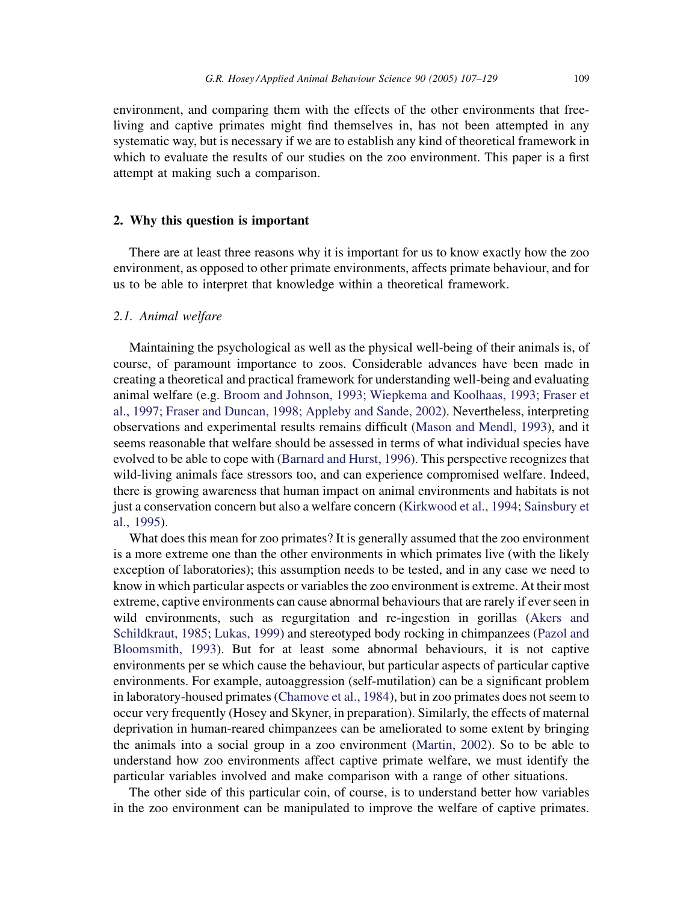environment, and comparing them with the effects of the other environments that free-living and captive primates might find themselves in, has not been attempted in any systematic way, but is necessary if we are to establish any kind of theoretical framework in which to evaluate the results of our studies on the zoo environment. This paper is a first attempt at making such a comparison.

## 2. Why this question is important

There are at least three reasons why it is important for us to know exactly how the zoo environment, as opposed to other primate environments, affects primate behaviour, and for us to be able to interpret that knowledge within a theoretical framework.

### 2.1. Animal welfare

Maintaining the psychological as well as the physical well-being of their animals is, of course, of paramount importance to zoos. Considerable advances have been made in creating a theoretical and practical framework for understanding well-being and evaluating animal welfare (e.g. Broom and Johnson, 1993; Wiepkema and Koolhaas, 1993; Fraser et al., 1997; Fraser and Duncan, 1998; Appleby and Sande, 2002). Nevertheless, interpreting observations and experimental results remains difficult (Mason and Mendl, 1993), and it seems reasonable that welfare should be assessed in terms of what individual species have evolved to be able to cope with (Barnard and Hurst, 1996). This perspective recognizes that wild-living animals face stressors too, and can experience compromised welfare. Indeed, there is growing awareness that human impact on animal environments and habitats is not just a conservation concern but also a welfare concern (Kirkwood et al., 1994; Sainsbury et al., 1995).

What does this mean for zoo primates? It is generally assumed that the zoo environment is a more extreme one than the other environments in which primates live (with the likely exception of laboratories); this assumption needs to be tested, and in any case we need to know in which particular aspects or variables the zoo environment is extreme. At their most extreme, captive environments can cause abnormal behaviours that are rarely if ever seen in wild environments, such as regurgitation and re-ingestion in gorillas (Akers and Schildkraut, 1985; Lukas, 1999) and stereotyped body rocking in chimpanzees (Pazol and Bloomsmith, 1993). But for at least some abnormal behaviours, it is not captive environments per se which cause the behaviour, but particular aspects of particular captive environments. For example, autoaggression (self-mutilation) can be a significant problem in laboratory-housed primates (Chamove et al., 1984), but in zoo primates does not seem to occur very frequently (Hosey and Skyner, in preparation). Similarly, the effects of maternal deprivation in human-reared chimpanzees can be ameliorated to some extent by bringing the animals into a social group in a zoo environment (Martin, 2002). So to be able to understand how zoo environments affect captive primate welfare, we must identify the particular variables involved and make comparison with a range of other situations.

The other side of this particular coin, of course, is to understand better how variables in the zoo environment can be manipulated to improve the welfare of captive primates.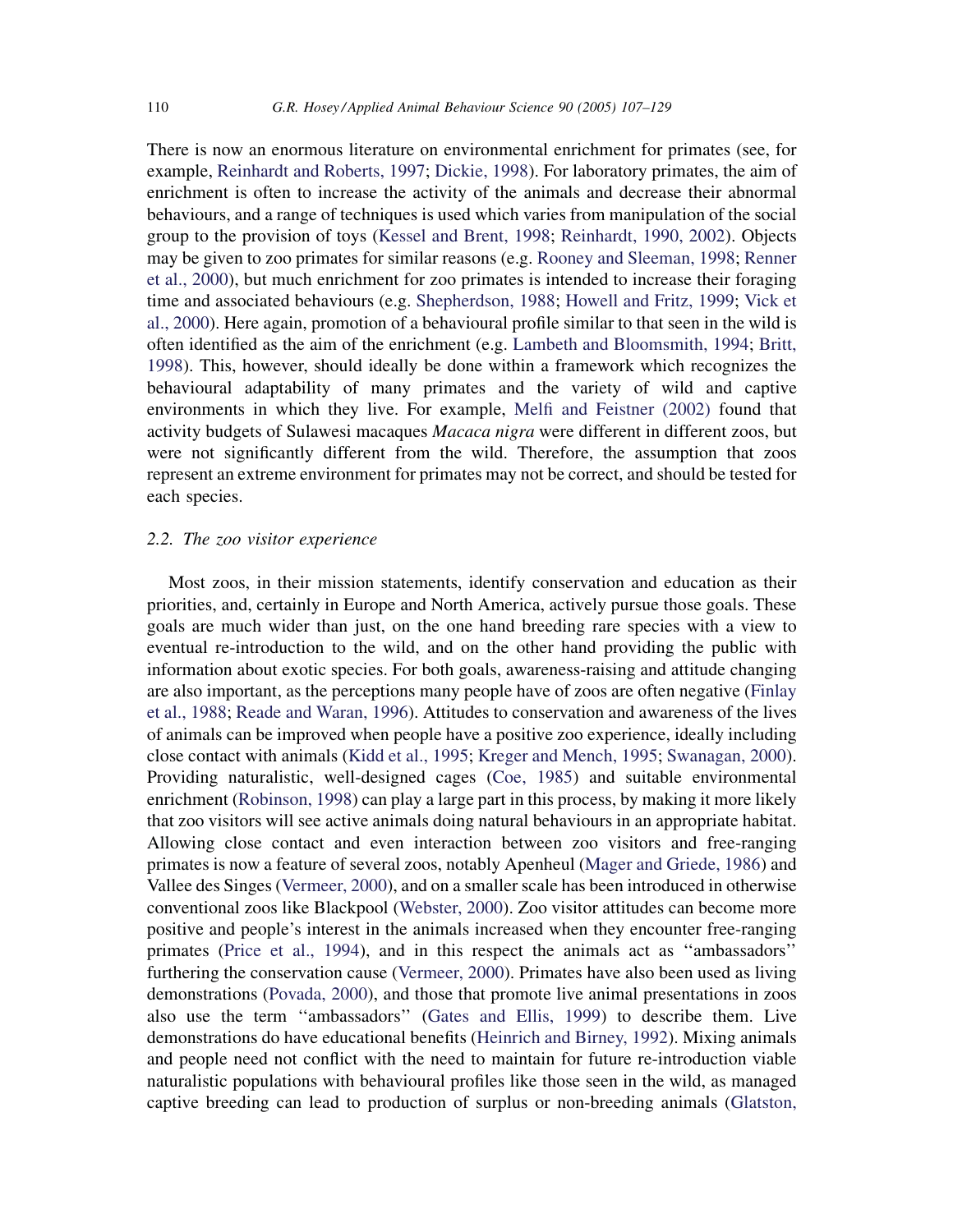There is now an enormous literature on environmental enrichment for primates (see, for example, Reinhardt and Roberts, 1997; Dickie, 1998). For laboratory primates, the aim of enrichment is often to increase the activity of the animals and decrease their abnormal behaviours, and a range of techniques is used which varies from manipulation of the social group to the provision of toys (Kessel and Brent, 1998; Reinhardt, 1990, 2002). Objects may be given to zoo primates for similar reasons (e.g. Rooney and Sleeman, 1998; Renner et al., 2000), but much enrichment for zoo primates is intended to increase their foraging time and associated behaviours (e.g. Shepherdson, 1988; Howell and Fritz, 1999; Vick et al., 2000). Here again, promotion of a behavioural profile similar to that seen in the wild is often identified as the aim of the enrichment (e.g. Lambeth and Bloomsmith, 1994; Britt, 1998). This, however, should ideally be done within a framework which recognizes the behavioural adaptability of many primates and the variety of wild and captive environments in which they live. For example, Melfi and Feistner (2002) found that activity budgets of Sulawesi macaques *Macaca nigra* were different in different zoos, but were not significantly different from the wild. Therefore, the assumption that zoos represent an extreme environment for primates may not be correct, and should be tested for each species.

### 2.2. The zoo visitor experience

Most zoos, in their mission statements, identify conservation and education as their priorities, and, certainly in Europe and North America, actively pursue those goals. These goals are much wider than just, on the one hand breeding rare species with a view to eventual re-introduction to the wild, and on the other hand providing the public with information about exotic species. For both goals, awareness-raising and attitude changing are also important, as the perceptions many people have of zoos are often negative (Finlay et al., 1988; Reade and Waran, 1996). Attitudes to conservation and awareness of the lives of animals can be improved when people have a positive zoo experience, ideally including close contact with animals (Kidd et al., 1995; Kreger and Mench, 1995; Swanagan, 2000). Providing naturalistic, well-designed cages (Coe, 1985) and suitable environmental enrichment (Robinson, 1998) can play a large part in this process, by making it more likely that zoo visitors will see active animals doing natural behaviours in an appropriate habitat. Allowing close contact and even interaction between zoo visitors and free-ranging primates is now a feature of several zoos, notably Apenheul (Mager and Griede, 1986) and Vallee des Singes (Vermeer, 2000), and on a smaller scale has been introduced in otherwise conventional zoos like Blackpool (Webster, 2000). Zoo visitor attitudes can become more positive and people's interest in the animals increased when they encounter free-ranging primates (Price et al., 1994), and in this respect the animals act as ''ambassadors'' furthering the conservation cause (Vermeer, 2000). Primates have also been used as living demonstrations (Povada, 2000), and those that promote live animal presentations in zoos also use the term ''ambassadors'' (Gates and Ellis, 1999) to describe them. Live demonstrations do have educational benefits (Heinrich and Birney, 1992). Mixing animals and people need not conflict with the need to maintain for future re-introduction viable naturalistic populations with behavioural profiles like those seen in the wild, as managed captive breeding can lead to production of surplus or non-breeding animals (Glatston,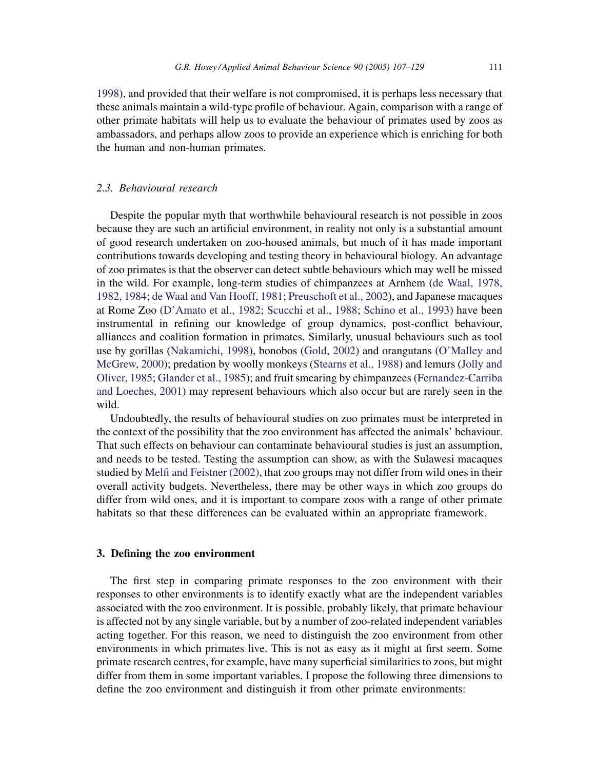1998), and provided that their welfare is not compromised, it is perhaps less necessary that these animals maintain a wild-type profile of behaviour. Again, comparison with a range of other primate habitats will help us to evaluate the behaviour of primates used by zoos as ambassadors, and perhaps allow zoos to provide an experience which is enriching for both the human and non-human primates.

### 2.3. Behavioural research

Despite the popular myth that worthwhile behavioural research is not possible in zoos because they are such an artificial environment, in reality not only is a substantial amount of good research undertaken on zoo-housed animals, but much of it has made important contributions towards developing and testing theory in behavioural biology. An advantage of zoo primates is that the observer can detect subtle behaviours which may well be missed in the wild. For example, long-term studies of chimpanzees at Arnhem (de Waal, 1978, 1982, 1984; de Waal and Van Hooff, 1981; Preuschoft et al., 2002), and Japanese macaques at Rome Zoo (D'Amato et al., 1982; Scucchi et al., 1988; Schino et al., 1993) have been instrumental in refining our knowledge of group dynamics, post-conflict behaviour, alliances and coalition formation in primates. Similarly, unusual behaviours such as tool use by gorillas (Nakamichi, 1998), bonobos (Gold, 2002) and orangutans (O'Malley and McGrew, 2000); predation by woolly monkeys (Stearns et al., 1988) and lemurs (Jolly and Oliver, 1985; Glander et al., 1985); and fruit smearing by chimpanzees (Fernandez-Carriba and Loeches, 2001) may represent behaviours which also occur but are rarely seen in the wild.

Undoubtedly, the results of behavioural studies on zoo primates must be interpreted in the context of the possibility that the zoo environment has affected the animals' behaviour. That such effects on behaviour can contaminate behavioural studies is just an assumption, and needs to be tested. Testing the assumption can show, as with the Sulawesi macaques studied by Melfi and Feistner (2002), that zoo groups may not differ from wild ones in their overall activity budgets. Nevertheless, there may be other ways in which zoo groups do differ from wild ones, and it is important to compare zoos with a range of other primate habitats so that these differences can be evaluated within an appropriate framework.

## 3. Defining the zoo environment

The first step in comparing primate responses to the zoo environment with their responses to other environments is to identify exactly what are the independent variables associated with the zoo environment. It is possible, probably likely, that primate behaviour is affected not by any single variable, but by a number of zoo-related independent variables acting together. For this reason, we need to distinguish the zoo environment from other environments in which primates live. This is not as easy as it might at first seem. Some primate research centres, for example, have many superficial similarities to zoos, but might differ from them in some important variables. I propose the following three dimensions to define the zoo environment and distinguish it from other primate environments: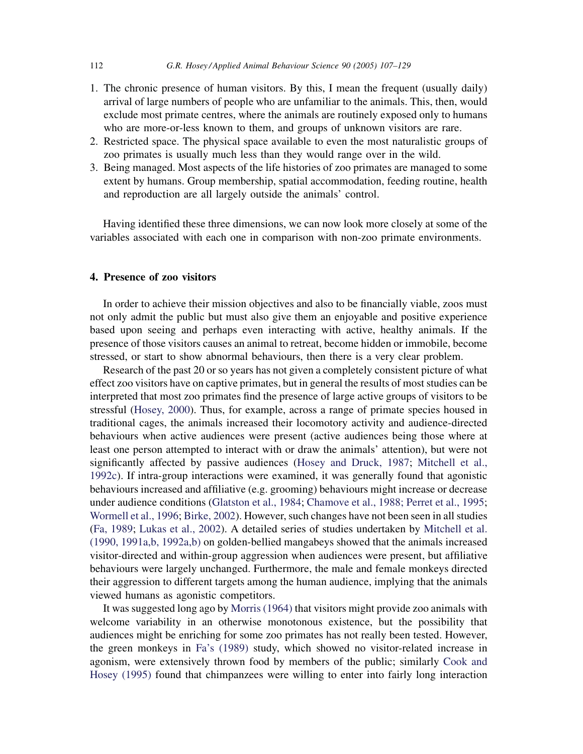1. The chronic presence of human visitors. By this, I mean the frequent (usually daily) arrival of large numbers of people who are unfamiliar to the animals. This, then, would exclude most primate centres, where the animals are routinely exposed only to humans who are more-or-less known to them, and groups of unknown visitors are rare.
2. Restricted space. The physical space available to even the most naturalistic groups of zoo primates is usually much less than they would range over in the wild.
3. Being managed. Most aspects of the life histories of zoo primates are managed to some extent by humans. Group membership, spatial accommodation, feeding routine, health and reproduction are all largely outside the animals' control.

Having identified these three dimensions, we can now look more closely at some of the variables associated with each one in comparison with non-zoo primate environments.

## 4. Presence of zoo visitors

In order to achieve their mission objectives and also to be financially viable, zoos must not only admit the public but must also give them an enjoyable and positive experience based upon seeing and perhaps even interacting with active, healthy animals. If the presence of those visitors causes an animal to retreat, become hidden or immobile, become stressed, or start to show abnormal behaviours, then there is a very clear problem.

Research of the past 20 or so years has not given a completely consistent picture of what effect zoo visitors have on captive primates, but in general the results of most studies can be interpreted that most zoo primates find the presence of large active groups of visitors to be stressful (Hosey, 2000). Thus, for example, across a range of primate species housed in traditional cages, the animals increased their locomotory activity and audience-directed behaviours when active audiences were present (active audiences being those where at least one person attempted to interact with or draw the animals' attention), but were not significantly affected by passive audiences (Hosey and Druck, 1987; Mitchell et al., 1992c). If intra-group interactions were examined, it was generally found that agonistic behaviours increased and affiliative (e.g. grooming) behaviours might increase or decrease under audience conditions (Glatston et al., 1984; Chamove et al., 1988; Perret et al., 1995; Wormell et al., 1996; Birke, 2002). However, such changes have not been seen in all studies (Fa, 1989; Lukas et al., 2002). A detailed series of studies undertaken by Mitchell et al. (1990, 1991a,b, 1992a,b) on golden-bellied mangabeys showed that the animals increased visitor-directed and within-group aggression when audiences were present, but affiliative behaviours were largely unchanged. Furthermore, the male and female monkeys directed their aggression to different targets among the human audience, implying that the animals viewed humans as agonistic competitors.

It was suggested long ago by Morris (1964) that visitors might provide zoo animals with welcome variability in an otherwise monotonous existence, but the possibility that audiences might be enriching for some zoo primates has not really been tested. However, the green monkeys in Fa's (1989) study, which showed no visitor-related increase in agonism, were extensively thrown food by members of the public; similarly Cook and Hosey (1995) found that chimpanzees were willing to enter into fairly long interaction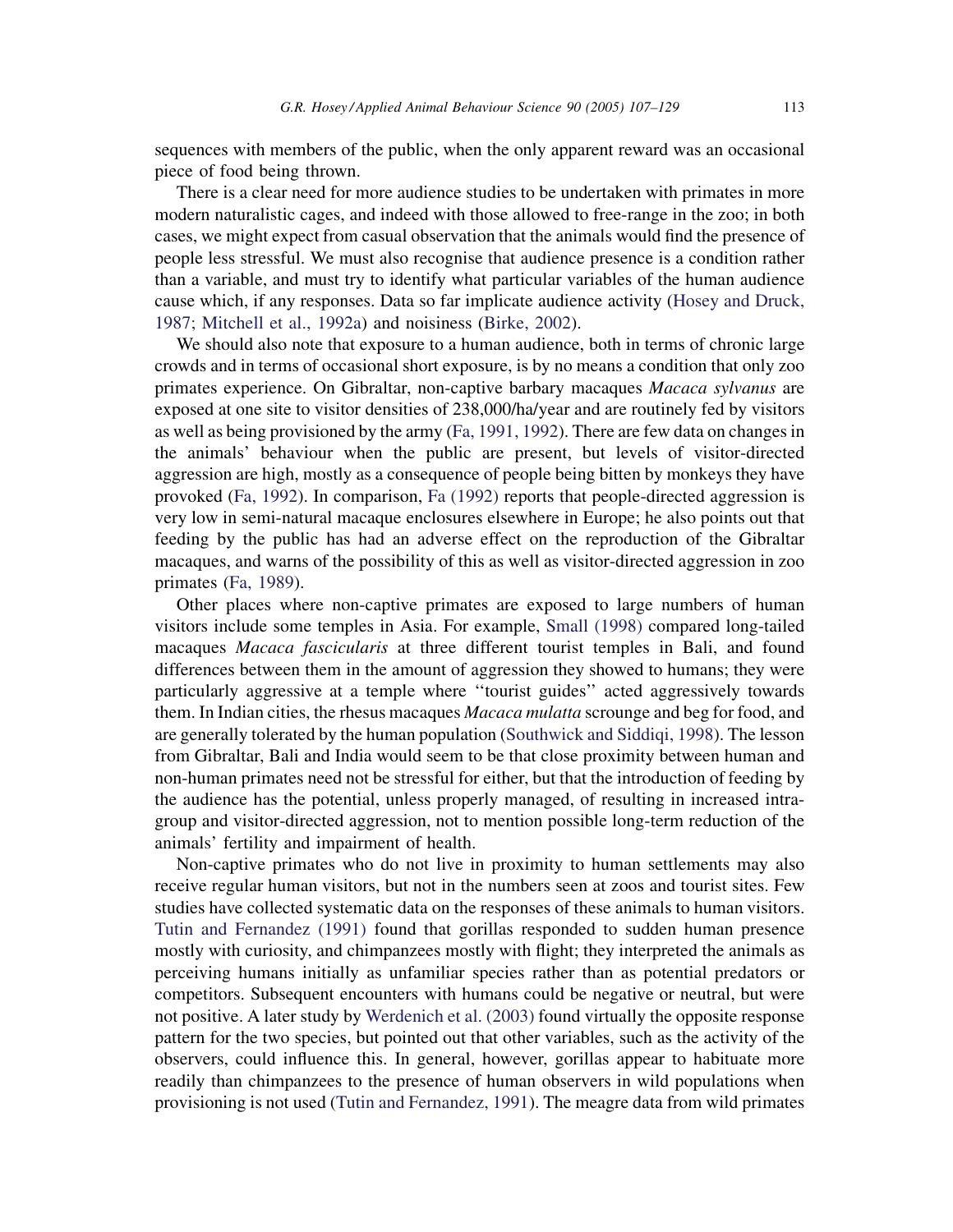sequences with members of the public, when the only apparent reward was an occasional piece of food being thrown.

There is a clear need for more audience studies to be undertaken with primates in more modern naturalistic cages, and indeed with those allowed to free-range in the zoo; in both cases, we might expect from casual observation that the animals would find the presence of people less stressful. We must also recognise that audience presence is a condition rather than a variable, and must try to identify what particular variables of the human audience cause which, if any responses. Data so far implicate audience activity (Hosey and Druck, 1987; Mitchell et al., 1992a) and noisiness (Birke, 2002).

We should also note that exposure to a human audience, both in terms of chronic large crowds and in terms of occasional short exposure, is by no means a condition that only zoo primates experience. On Gibraltar, non-captive barbary macaques *Macaca sylvanus* are exposed at one site to visitor densities of 238,000/ha/year and are routinely fed by visitors as well as being provisioned by the army (Fa, 1991, 1992). There are few data on changes in the animals' behaviour when the public are present, but levels of visitor-directed aggression are high, mostly as a consequence of people being bitten by monkeys they have provoked (Fa, 1992). In comparison, Fa (1992) reports that people-directed aggression is very low in semi-natural macaque enclosures elsewhere in Europe; he also points out that feeding by the public has had an adverse effect on the reproduction of the Gibraltar macaques, and warns of the possibility of this as well as visitor-directed aggression in zoo primates (Fa, 1989).

Other places where non-captive primates are exposed to large numbers of human visitors include some temples in Asia. For example, Small (1998) compared long-tailed macaques *Macaca fascicularis* at three different tourist temples in Bali, and found differences between them in the amount of aggression they showed to humans; they were particularly aggressive at a temple where ''tourist guides'' acted aggressively towards them. In Indian cities, the rhesus macaques *Macaca mulatta* scrounge and beg for food, and are generally tolerated by the human population (Southwick and Siddiqi, 1998). The lesson from Gibraltar, Bali and India would seem to be that close proximity between human and non-human primates need not be stressful for either, but that the introduction of feeding by the audience has the potential, unless properly managed, of resulting in increased intra-group and visitor-directed aggression, not to mention possible long-term reduction of the animals' fertility and impairment of health.

Non-captive primates who do not live in proximity to human settlements may also receive regular human visitors, but not in the numbers seen at zoos and tourist sites. Few studies have collected systematic data on the responses of these animals to human visitors. Tutin and Fernandez (1991) found that gorillas responded to sudden human presence mostly with curiosity, and chimpanzees mostly with flight; they interpreted the animals as perceiving humans initially as unfamiliar species rather than as potential predators or competitors. Subsequent encounters with humans could be negative or neutral, but were not positive. A later study by Werdenich et al. (2003) found virtually the opposite response pattern for the two species, but pointed out that other variables, such as the activity of the observers, could influence this. In general, however, gorillas appear to habituate more readily than chimpanzees to the presence of human observers in wild populations when provisioning is not used (Tutin and Fernandez, 1991). The meagre data from wild primates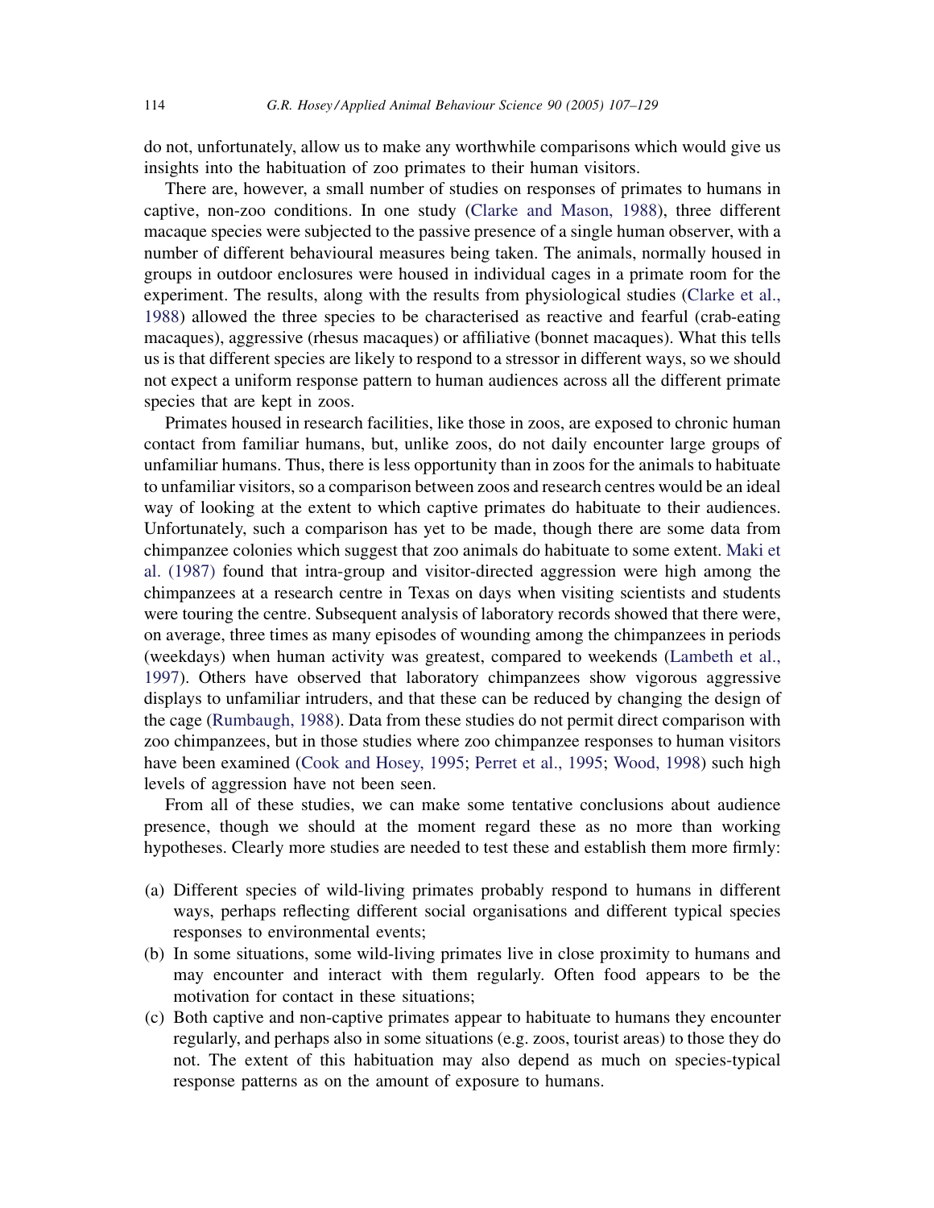do not, unfortunately, allow us to make any worthwhile comparisons which would give us insights into the habituation of zoo primates to their human visitors.

There are, however, a small number of studies on responses of primates to humans in captive, non-zoo conditions. In one study (Clarke and Mason, 1988), three different macaque species were subjected to the passive presence of a single human observer, with a number of different behavioural measures being taken. The animals, normally housed in groups in outdoor enclosures were housed in individual cages in a primate room for the experiment. The results, along with the results from physiological studies (Clarke et al., 1988) allowed the three species to be characterised as reactive and fearful (crab-eating macaques), aggressive (rhesus macaques) or affiliative (bonnet macaques). What this tells us is that different species are likely to respond to a stressor in different ways, so we should not expect a uniform response pattern to human audiences across all the different primate species that are kept in zoos.

Primates housed in research facilities, like those in zoos, are exposed to chronic human contact from familiar humans, but, unlike zoos, do not daily encounter large groups of unfamiliar humans. Thus, there is less opportunity than in zoos for the animals to habituate to unfamiliar visitors, so a comparison between zoos and research centres would be an ideal way of looking at the extent to which captive primates do habituate to their audiences. Unfortunately, such a comparison has yet to be made, though there are some data from chimpanzee colonies which suggest that zoo animals do habituate to some extent. Maki et al. (1987) found that intra-group and visitor-directed aggression were high among the chimpanzees at a research centre in Texas on days when visiting scientists and students were touring the centre. Subsequent analysis of laboratory records showed that there were, on average, three times as many episodes of wounding among the chimpanzees in periods (weekdays) when human activity was greatest, compared to weekends (Lambeth et al., 1997). Others have observed that laboratory chimpanzees show vigorous aggressive displays to unfamiliar intruders, and that these can be reduced by changing the design of the cage (Rumbaugh, 1988). Data from these studies do not permit direct comparison with zoo chimpanzees, but in those studies where zoo chimpanzee responses to human visitors have been examined (Cook and Hosey, 1995; Perret et al., 1995; Wood, 1998) such high levels of aggression have not been seen.

From all of these studies, we can make some tentative conclusions about audience presence, though we should at the moment regard these as no more than working hypotheses. Clearly more studies are needed to test these and establish them more firmly:

(a) Different species of wild-living primates probably respond to humans in different ways, perhaps reflecting different social organisations and different typical species responses to environmental events;
(b) In some situations, some wild-living primates live in close proximity to humans and may encounter and interact with them regularly. Often food appears to be the motivation for contact in these situations;
(c) Both captive and non-captive primates appear to habituate to humans they encounter regularly, and perhaps also in some situations (e.g. zoos, tourist areas) to those they do not. The extent of this habituation may also depend as much on species-typical response patterns as on the amount of exposure to humans.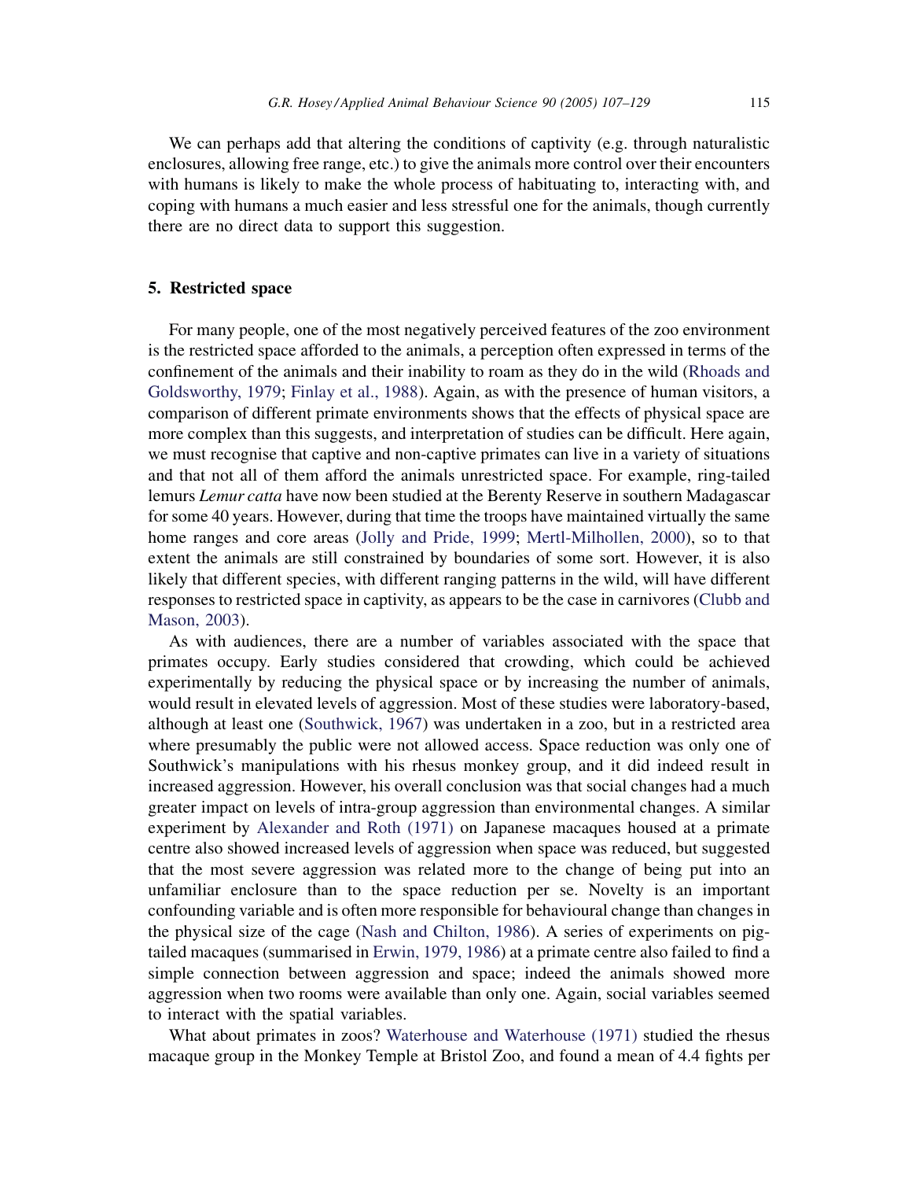We can perhaps add that altering the conditions of captivity (e.g. through naturalistic enclosures, allowing free range, etc.) to give the animals more control over their encounters with humans is likely to make the whole process of habituating to, interacting with, and coping with humans a much easier and less stressful one for the animals, though currently there are no direct data to support this suggestion.

## 5. Restricted space

For many people, one of the most negatively perceived features of the zoo environment is the restricted space afforded to the animals, a perception often expressed in terms of the confinement of the animals and their inability to roam as they do in the wild (Rhoads and Goldsworthy, 1979; Finlay et al., 1988). Again, as with the presence of human visitors, a comparison of different primate environments shows that the effects of physical space are more complex than this suggests, and interpretation of studies can be difficult. Here again, we must recognise that captive and non-captive primates can live in a variety of situations and that not all of them afford the animals unrestricted space. For example, ring-tailed lemurs *Lemur catta* have now been studied at the Berenty Reserve in southern Madagascar for some 40 years. However, during that time the troops have maintained virtually the same home ranges and core areas (Jolly and Pride, 1999; Mertl-Milhollen, 2000), so to that extent the animals are still constrained by boundaries of some sort. However, it is also likely that different species, with different ranging patterns in the wild, will have different responses to restricted space in captivity, as appears to be the case in carnivores (Clubb and Mason, 2003).

As with audiences, there are a number of variables associated with the space that primates occupy. Early studies considered that crowding, which could be achieved experimentally by reducing the physical space or by increasing the number of animals, would result in elevated levels of aggression. Most of these studies were laboratory-based, although at least one (Southwick, 1967) was undertaken in a zoo, but in a restricted area where presumably the public were not allowed access. Space reduction was only one of Southwick's manipulations with his rhesus monkey group, and it did indeed result in increased aggression. However, his overall conclusion was that social changes had a much greater impact on levels of intra-group aggression than environmental changes. A similar experiment by Alexander and Roth (1971) on Japanese macaques housed at a primate centre also showed increased levels of aggression when space was reduced, but suggested that the most severe aggression was related more to the change of being put into an unfamiliar enclosure than to the space reduction per se. Novelty is an important confounding variable and is often more responsible for behavioural change than changes in the physical size of the cage (Nash and Chilton, 1986). A series of experiments on pig-tailed macaques (summarised in Erwin, 1979, 1986) at a primate centre also failed to find a simple connection between aggression and space; indeed the animals showed more aggression when two rooms were available than only one. Again, social variables seemed to interact with the spatial variables.

What about primates in zoos? Waterhouse and Waterhouse (1971) studied the rhesus macaque group in the Monkey Temple at Bristol Zoo, and found a mean of 4.4 fights per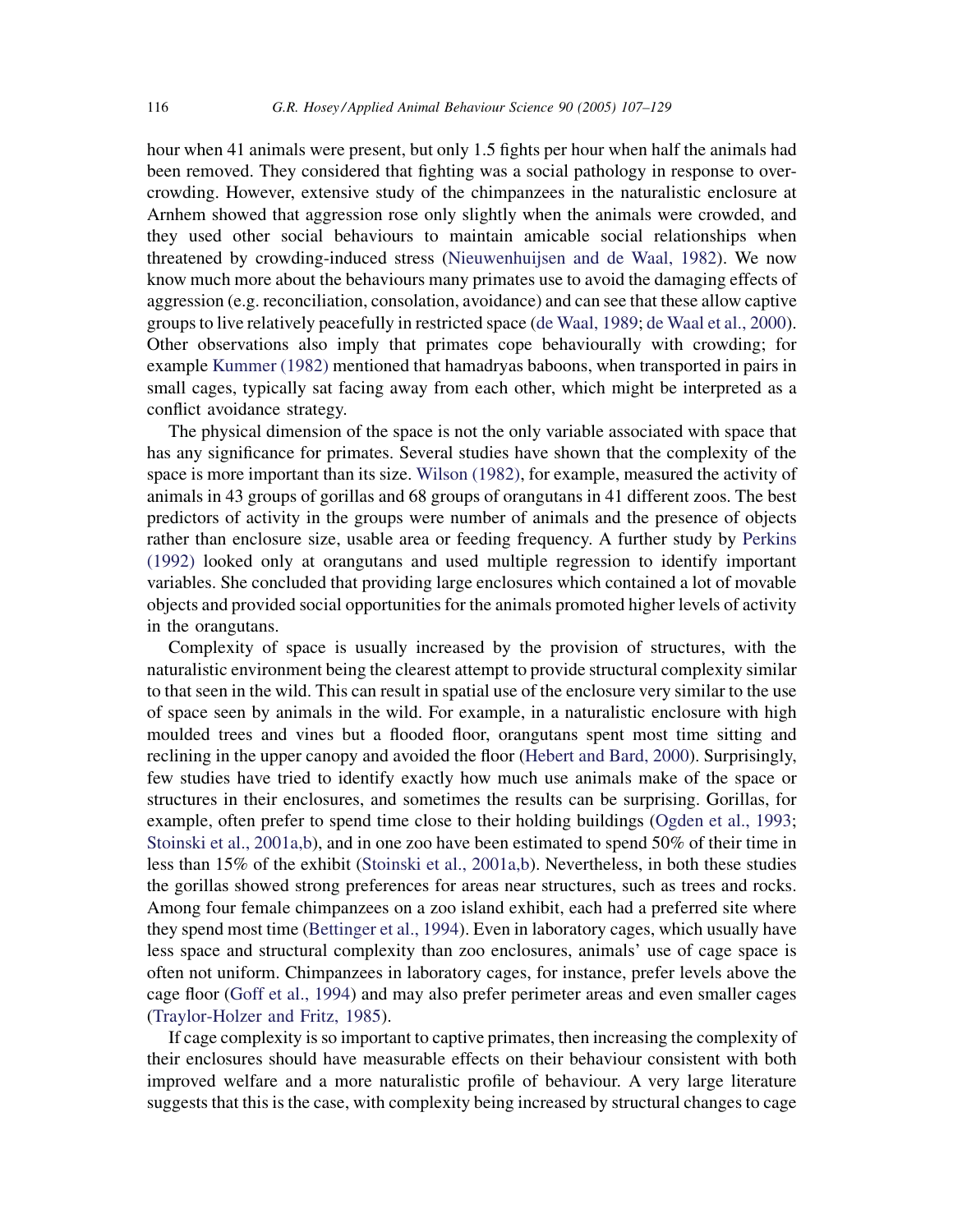hour when 41 animals were present, but only 1.5 fights per hour when half the animals had been removed. They considered that fighting was a social pathology in response to overcrowding. However, extensive study of the chimpanzees in the naturalistic enclosure at Arnhem showed that aggression rose only slightly when the animals were crowded, and they used other social behaviours to maintain amicable social relationships when threatened by crowding-induced stress (Nieuwenhuijsen and de Waal, 1982). We now know much more about the behaviours many primates use to avoid the damaging effects of aggression (e.g. reconciliation, consolation, avoidance) and can see that these allow captive groups to live relatively peacefully in restricted space (de Waal, 1989; de Waal et al., 2000). Other observations also imply that primates cope behaviourally with crowding; for example Kummer (1982) mentioned that hamadryas baboons, when transported in pairs in small cages, typically sat facing away from each other, which might be interpreted as a conflict avoidance strategy.

The physical dimension of the space is not the only variable associated with space that has any significance for primates. Several studies have shown that the complexity of the space is more important than its size. Wilson (1982), for example, measured the activity of animals in 43 groups of gorillas and 68 groups of orangutans in 41 different zoos. The best predictors of activity in the groups were number of animals and the presence of objects rather than enclosure size, usable area or feeding frequency. A further study by Perkins (1992) looked only at orangutans and used multiple regression to identify important variables. She concluded that providing large enclosures which contained a lot of movable objects and provided social opportunities for the animals promoted higher levels of activity in the orangutans.

Complexity of space is usually increased by the provision of structures, with the naturalistic environment being the clearest attempt to provide structural complexity similar to that seen in the wild. This can result in spatial use of the enclosure very similar to the use of space seen by animals in the wild. For example, in a naturalistic enclosure with high moulded trees and vines but a flooded floor, orangutans spent most time sitting and reclining in the upper canopy and avoided the floor (Hebert and Bard, 2000). Surprisingly, few studies have tried to identify exactly how much use animals make of the space or structures in their enclosures, and sometimes the results can be surprising. Gorillas, for example, often prefer to spend time close to their holding buildings (Ogden et al., 1993; Stoinski et al., 2001a,b), and in one zoo have been estimated to spend 50% of their time in less than 15% of the exhibit (Stoinski et al., 2001a,b). Nevertheless, in both these studies the gorillas showed strong preferences for areas near structures, such as trees and rocks. Among four female chimpanzees on a zoo island exhibit, each had a preferred site where they spend most time (Bettinger et al., 1994). Even in laboratory cages, which usually have less space and structural complexity than zoo enclosures, animals' use of cage space is often not uniform. Chimpanzees in laboratory cages, for instance, prefer levels above the cage floor (Goff et al., 1994) and may also prefer perimeter areas and even smaller cages (Traylor-Holzer and Fritz, 1985).

If cage complexity is so important to captive primates, then increasing the complexity of their enclosures should have measurable effects on their behaviour consistent with both improved welfare and a more naturalistic profile of behaviour. A very large literature suggests that this is the case, with complexity being increased by structural changes to cage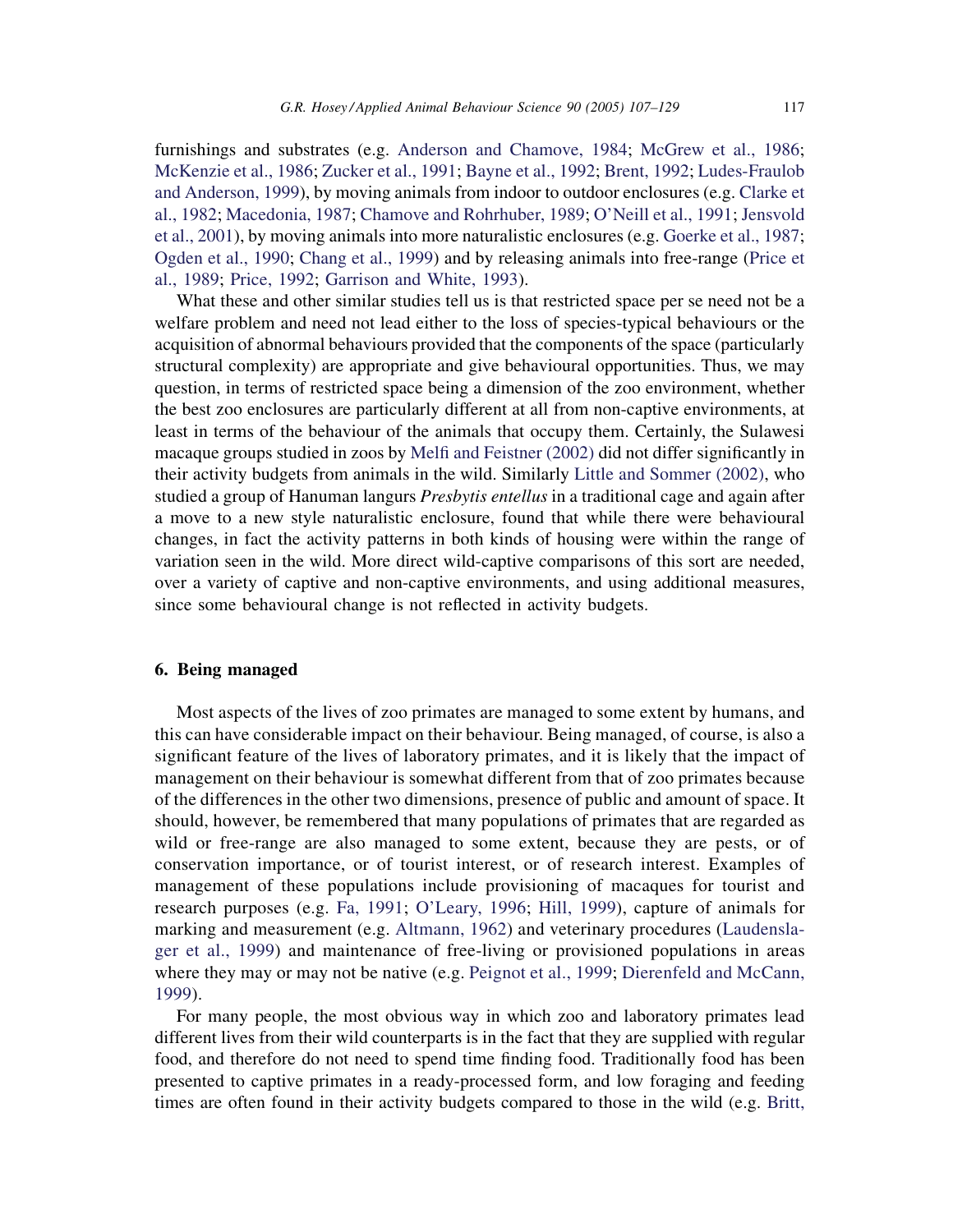furnishings and substrates (e.g. Anderson and Chamove, 1984; McGrew et al., 1986; McKenzie et al., 1986; Zucker et al., 1991; Bayne et al., 1992; Brent, 1992; Ludes-Fraulob and Anderson, 1999), by moving animals from indoor to outdoor enclosures (e.g. Clarke et al., 1982; Macedonia, 1987; Chamove and Rohrhuber, 1989; O'Neill et al., 1991; Jensvold et al., 2001), by moving animals into more naturalistic enclosures (e.g. Goerke et al., 1987; Ogden et al., 1990; Chang et al., 1999) and by releasing animals into free-range (Price et al., 1989; Price, 1992; Garrison and White, 1993).

What these and other similar studies tell us is that restricted space per se need not be a welfare problem and need not lead either to the loss of species-typical behaviours or the acquisition of abnormal behaviours provided that the components of the space (particularly structural complexity) are appropriate and give behavioural opportunities. Thus, we may question, in terms of restricted space being a dimension of the zoo environment, whether the best zoo enclosures are particularly different at all from non-captive environments, at least in terms of the behaviour of the animals that occupy them. Certainly, the Sulawesi macaque groups studied in zoos by Melfi and Feistner (2002) did not differ significantly in their activity budgets from animals in the wild. Similarly Little and Sommer (2002), who studied a group of Hanuman langurs *Presbytis entellus* in a traditional cage and again after a move to a new style naturalistic enclosure, found that while there were behavioural changes, in fact the activity patterns in both kinds of housing were within the range of variation seen in the wild. More direct wild-captive comparisons of this sort are needed, over a variety of captive and non-captive environments, and using additional measures, since some behavioural change is not reflected in activity budgets.

## 6. Being managed

Most aspects of the lives of zoo primates are managed to some extent by humans, and this can have considerable impact on their behaviour. Being managed, of course, is also a significant feature of the lives of laboratory primates, and it is likely that the impact of management on their behaviour is somewhat different from that of zoo primates because of the differences in the other two dimensions, presence of public and amount of space. It should, however, be remembered that many populations of primates that are regarded as wild or free-range are also managed to some extent, because they are pests, or of conservation importance, or of tourist interest, or of research interest. Examples of management of these populations include provisioning of macaques for tourist and research purposes (e.g. Fa, 1991; O'Leary, 1996; Hill, 1999), capture of animals for marking and measurement (e.g. Altmann, 1962) and veterinary procedures (Laudenslager et al., 1999) and maintenance of free-living or provisioned populations in areas where they may or may not be native (e.g. Peignot et al., 1999; Dierenfeld and McCann, 1999).

For many people, the most obvious way in which zoo and laboratory primates lead different lives from their wild counterparts is in the fact that they are supplied with regular food, and therefore do not need to spend time finding food. Traditionally food has been presented to captive primates in a ready-processed form, and low foraging and feeding times are often found in their activity budgets compared to those in the wild (e.g. Britt,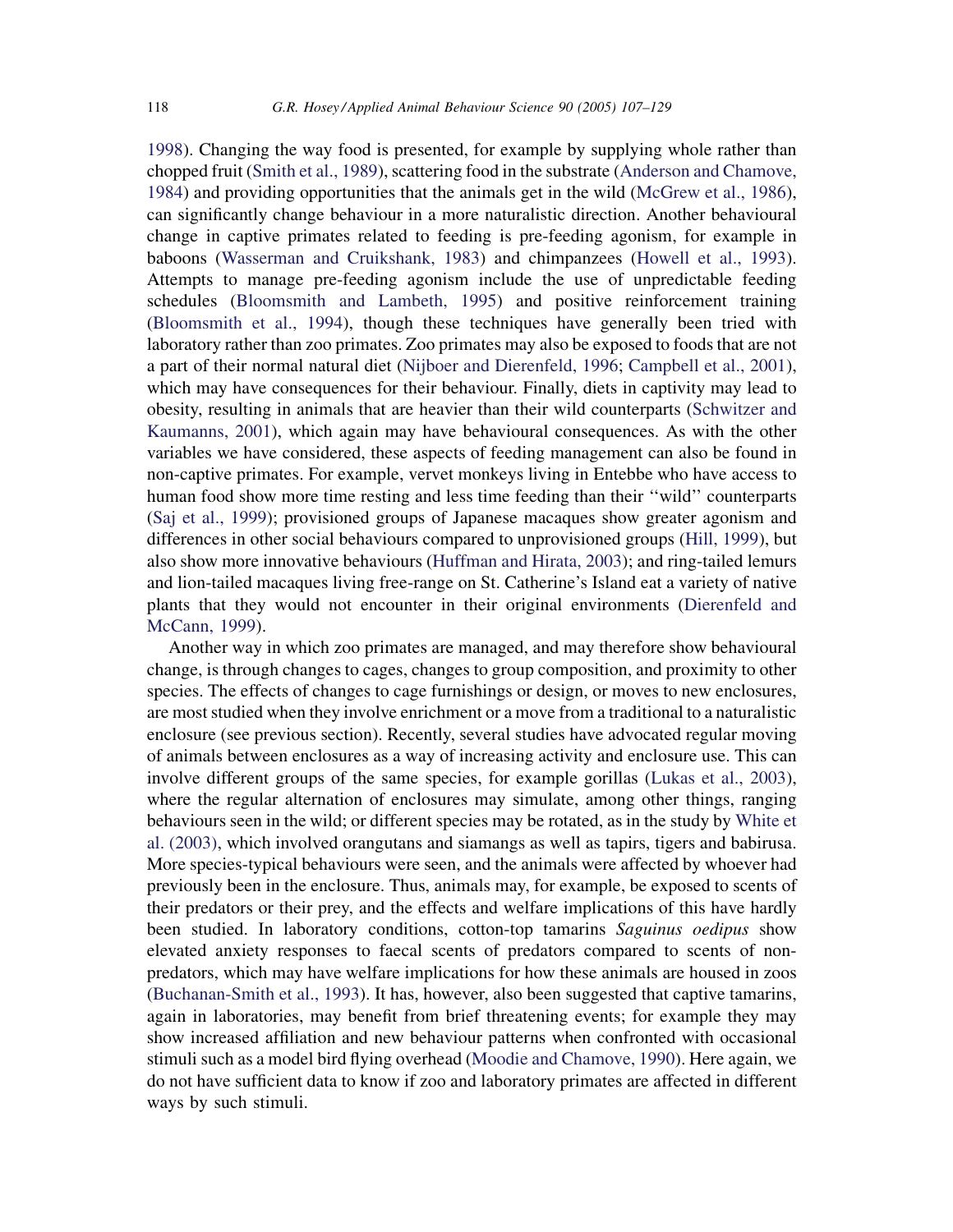1998). Changing the way food is presented, for example by supplying whole rather than chopped fruit (Smith et al., 1989), scattering food in the substrate (Anderson and Chamove, 1984) and providing opportunities that the animals get in the wild (McGrew et al., 1986), can significantly change behaviour in a more naturalistic direction. Another behavioural change in captive primates related to feeding is pre-feeding agonism, for example in baboons (Wasserman and Cruikshank, 1983) and chimpanzees (Howell et al., 1993). Attempts to manage pre-feeding agonism include the use of unpredictable feeding schedules (Bloomsmith and Lambeth, 1995) and positive reinforcement training (Bloomsmith et al., 1994), though these techniques have generally been tried with laboratory rather than zoo primates. Zoo primates may also be exposed to foods that are not a part of their normal natural diet (Nijboer and Dierenfeld, 1996; Campbell et al., 2001), which may have consequences for their behaviour. Finally, diets in captivity may lead to obesity, resulting in animals that are heavier than their wild counterparts (Schwitzer and Kaumanns, 2001), which again may have behavioural consequences. As with the other variables we have considered, these aspects of feeding management can also be found in non-captive primates. For example, vervet monkeys living in Entebbe who have access to human food show more time resting and less time feeding than their ''wild'' counterparts (Saj et al., 1999); provisioned groups of Japanese macaques show greater agonism and differences in other social behaviours compared to unprovisioned groups (Hill, 1999), but also show more innovative behaviours (Huffman and Hirata, 2003); and ring-tailed lemurs and lion-tailed macaques living free-range on St. Catherine's Island eat a variety of native plants that they would not encounter in their original environments (Dierenfeld and McCann, 1999).

Another way in which zoo primates are managed, and may therefore show behavioural change, is through changes to cages, changes to group composition, and proximity to other species. The effects of changes to cage furnishings or design, or moves to new enclosures, are most studied when they involve enrichment or a move from a traditional to a naturalistic enclosure (see previous section). Recently, several studies have advocated regular moving of animals between enclosures as a way of increasing activity and enclosure use. This can involve different groups of the same species, for example gorillas (Lukas et al., 2003), where the regular alternation of enclosures may simulate, among other things, ranging behaviours seen in the wild; or different species may be rotated, as in the study by White et al. (2003), which involved orangutans and siamangs as well as tapirs, tigers and babirusa. More species-typical behaviours were seen, and the animals were affected by whoever had previously been in the enclosure. Thus, animals may, for example, be exposed to scents of their predators or their prey, and the effects and welfare implications of this have hardly been studied. In laboratory conditions, cotton-top tamarins *Saguinus oedipus* show elevated anxiety responses to faecal scents of predators compared to scents of non-predators, which may have welfare implications for how these animals are housed in zoos (Buchanan-Smith et al., 1993). It has, however, also been suggested that captive tamarins, again in laboratories, may benefit from brief threatening events; for example they may show increased affiliation and new behaviour patterns when confronted with occasional stimuli such as a model bird flying overhead (Moodie and Chamove, 1990). Here again, we do not have sufficient data to know if zoo and laboratory primates are affected in different ways by such stimuli.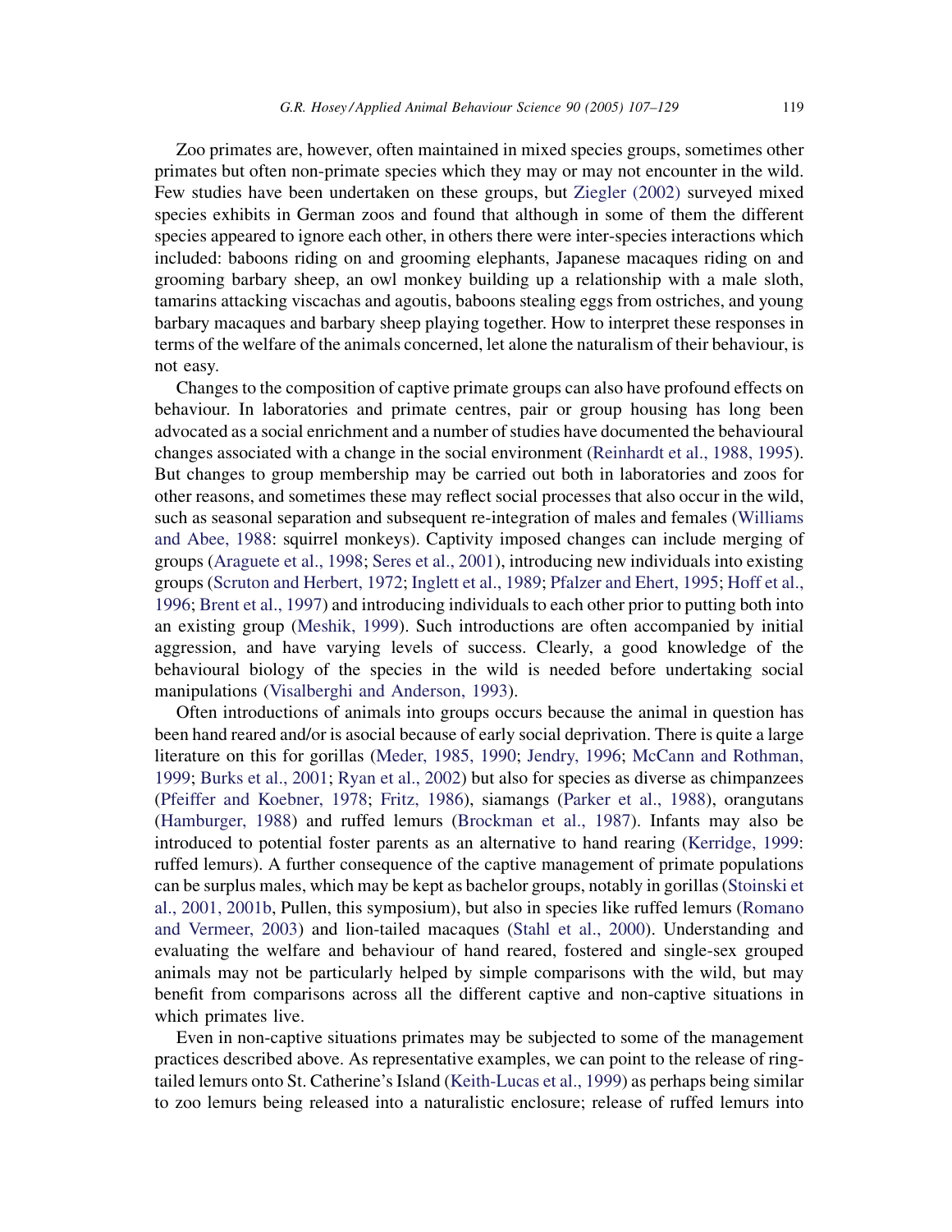Zoo primates are, however, often maintained in mixed species groups, sometimes other primates but often non-primate species which they may or may not encounter in the wild. Few studies have been undertaken on these groups, but Ziegler (2002) surveyed mixed species exhibits in German zoos and found that although in some of them the different species appeared to ignore each other, in others there were inter-species interactions which included: baboons riding on and grooming elephants, Japanese macaques riding on and grooming barbary sheep, an owl monkey building up a relationship with a male sloth, tamarins attacking viscachas and agoutis, baboons stealing eggs from ostriches, and young barbary macaques and barbary sheep playing together. How to interpret these responses in terms of the welfare of the animals concerned, let alone the naturalism of their behaviour, is not easy.

Changes to the composition of captive primate groups can also have profound effects on behaviour. In laboratories and primate centres, pair or group housing has long been advocated as a social enrichment and a number of studies have documented the behavioural changes associated with a change in the social environment (Reinhardt et al., 1988, 1995). But changes to group membership may be carried out both in laboratories and zoos for other reasons, and sometimes these may reflect social processes that also occur in the wild, such as seasonal separation and subsequent re-integration of males and females (Williams and Abee, 1988: squirrel monkeys). Captivity imposed changes can include merging of groups (Araguete et al., 1998; Seres et al., 2001), introducing new individuals into existing groups (Scruton and Herbert, 1972; Inglett et al., 1989; Pfalzer and Ehert, 1995; Hoff et al., 1996; Brent et al., 1997) and introducing individuals to each other prior to putting both into an existing group (Meshik, 1999). Such introductions are often accompanied by initial aggression, and have varying levels of success. Clearly, a good knowledge of the behavioural biology of the species in the wild is needed before undertaking social manipulations (Visalberghi and Anderson, 1993).

Often introductions of animals into groups occurs because the animal in question has been hand reared and/or is asocial because of early social deprivation. There is quite a large literature on this for gorillas (Meder, 1985, 1990; Jendry, 1996; McCann and Rothman, 1999; Burks et al., 2001; Ryan et al., 2002) but also for species as diverse as chimpanzees (Pfeiffer and Koebner, 1978; Fritz, 1986), siamangs (Parker et al., 1988), orangutans (Hamburger, 1988) and ruffed lemurs (Brockman et al., 1987). Infants may also be introduced to potential foster parents as an alternative to hand rearing (Kerridge, 1999: ruffed lemurs). A further consequence of the captive management of primate populations can be surplus males, which may be kept as bachelor groups, notably in gorillas (Stoinski et al., 2001, 2001b, Pullen, this symposium), but also in species like ruffed lemurs (Romano and Vermeer, 2003) and lion-tailed macaques (Stahl et al., 2000). Understanding and evaluating the welfare and behaviour of hand reared, fostered and single-sex grouped animals may not be particularly helped by simple comparisons with the wild, but may benefit from comparisons across all the different captive and non-captive situations in which primates live.

Even in non-captive situations primates may be subjected to some of the management practices described above. As representative examples, we can point to the release of ring-tailed lemurs onto St. Catherine's Island (Keith-Lucas et al., 1999) as perhaps being similar to zoo lemurs being released into a naturalistic enclosure; release of ruffed lemurs into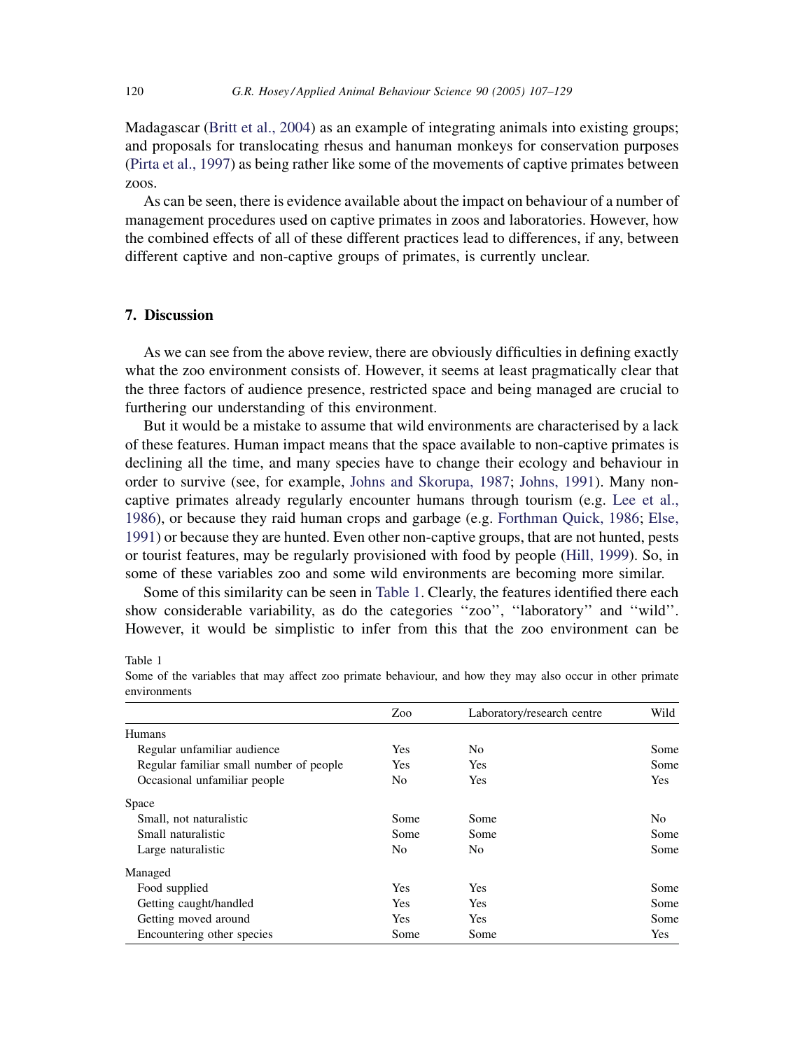Madagascar (Britt et al., 2004) as an example of integrating animals into existing groups; and proposals for translocating rhesus and hanuman monkeys for conservation purposes (Pirta et al., 1997) as being rather like some of the movements of captive primates between zoos.

As can be seen, there is evidence available about the impact on behaviour of a number of management procedures used on captive primates in zoos and laboratories. However, how the combined effects of all of these different practices lead to differences, if any, between different captive and non-captive groups of primates, is currently unclear.

## 7. Discussion

As we can see from the above review, there are obviously difficulties in defining exactly what the zoo environment consists of. However, it seems at least pragmatically clear that the three factors of audience presence, restricted space and being managed are crucial to furthering our understanding of this environment.

But it would be a mistake to assume that wild environments are characterised by a lack of these features. Human impact means that the space available to non-captive primates is declining all the time, and many species have to change their ecology and behaviour in order to survive (see, for example, Johns and Skorupa, 1987; Johns, 1991). Many non-captive primates already regularly encounter humans through tourism (e.g. Lee et al., 1986), or because they raid human crops and garbage (e.g. Forthman Quick, 1986; Else, 1991) or because they are hunted. Even other non-captive groups, that are not hunted, pests or tourist features, may be regularly provisioned with food by people (Hill, 1999). So, in some of these variables zoo and some wild environments are becoming more similar.

Some of this similarity can be seen in Table 1. Clearly, the features identified there each show considerable variability, as do the categories ‘‘zoo’’, ‘‘laboratory’’ and ‘‘wild’’. However, it would be simplistic to infer from this that the zoo environment can be

Table 1

Some of the variables that may affect zoo primate behaviour, and how they may also occur in other primate environments

| | Zoo | Laboratory/research centre | Wild |
|---|---|---|---|
| Humans | | | |
| Regular unfamiliar audience | Yes | No | Some |
| Regular familiar small number of people | Yes | Yes | Some |
| Occasional unfamiliar people | No | Yes | Yes |
| Space | | | |
| Small, not naturalistic | Some | Some | No |
| Small naturalistic | Some | Some | Some |
| Large naturalistic | No | No | Some |
| Managed | | | |
| Food supplied | Yes | Yes | Some |
| Getting caught/handled | Yes | Yes | Some |
| Getting moved around | Yes | Yes | Some |
| Encountering other species | Some | Some | Yes |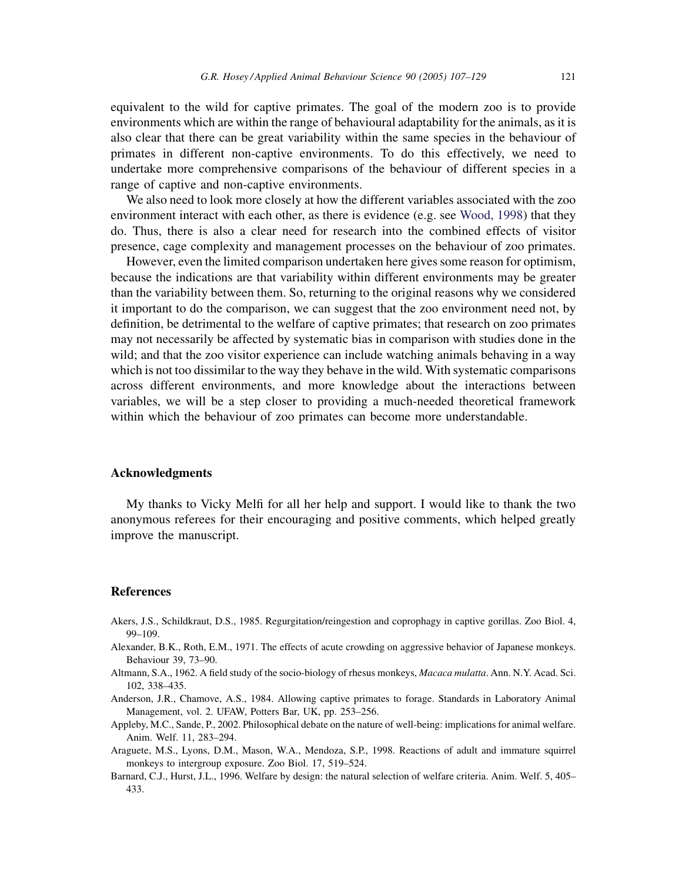equivalent to the wild for captive primates. The goal of the modern zoo is to provide environments which are within the range of behavioural adaptability for the animals, as it is also clear that there can be great variability within the same species in the behaviour of primates in different non-captive environments. To do this effectively, we need to undertake more comprehensive comparisons of the behaviour of different species in a range of captive and non-captive environments.

We also need to look more closely at how the different variables associated with the zoo environment interact with each other, as there is evidence (e.g. see Wood, 1998) that they do. Thus, there is also a clear need for research into the combined effects of visitor presence, cage complexity and management processes on the behaviour of zoo primates.

However, even the limited comparison undertaken here gives some reason for optimism, because the indications are that variability within different environments may be greater than the variability between them. So, returning to the original reasons why we considered it important to do the comparison, we can suggest that the zoo environment need not, by definition, be detrimental to the welfare of captive primates; that research on zoo primates may not necessarily be affected by systematic bias in comparison with studies done in the wild; and that the zoo visitor experience can include watching animals behaving in a way which is not too dissimilar to the way they behave in the wild. With systematic comparisons across different environments, and more knowledge about the interactions between variables, we will be a step closer to providing a much-needed theoretical framework within which the behaviour of zoo primates can become more understandable.

## Acknowledgments

My thanks to Vicky Melfi for all her help and support. I would like to thank the two anonymous referees for their encouraging and positive comments, which helped greatly improve the manuscript.

## References

Akers, J.S., Schildkraut, D.S., 1985. Regurgitation/reingestion and coprophagy in captive gorillas. Zoo Biol. 4, 99–109.

Alexander, B.K., Roth, E.M., 1971. The effects of acute crowding on aggressive behavior of Japanese monkeys. Behaviour 39, 73–90.

Altmann, S.A., 1962. A field study of the socio-biology of rhesus monkeys, *Macaca mulatta*. Ann. N.Y. Acad. Sci. 102, 338–435.

Anderson, J.R., Chamove, A.S., 1984. Allowing captive primates to forage. Standards in Laboratory Animal Management, vol. 2. UFAW, Potters Bar, UK, pp. 253–256.

Appleby, M.C., Sande, P., 2002. Philosophical debate on the nature of well-being: implications for animal welfare. Anim. Welf. 11, 283–294.

Araguete, M.S., Lyons, D.M., Mason, W.A., Mendoza, S.P., 1998. Reactions of adult and immature squirrel monkeys to intergroup exposure. Zoo Biol. 17, 519–524.

Barnard, C.J., Hurst, J.L., 1996. Welfare by design: the natural selection of welfare criteria. Anim. Welf. 5, 405–433.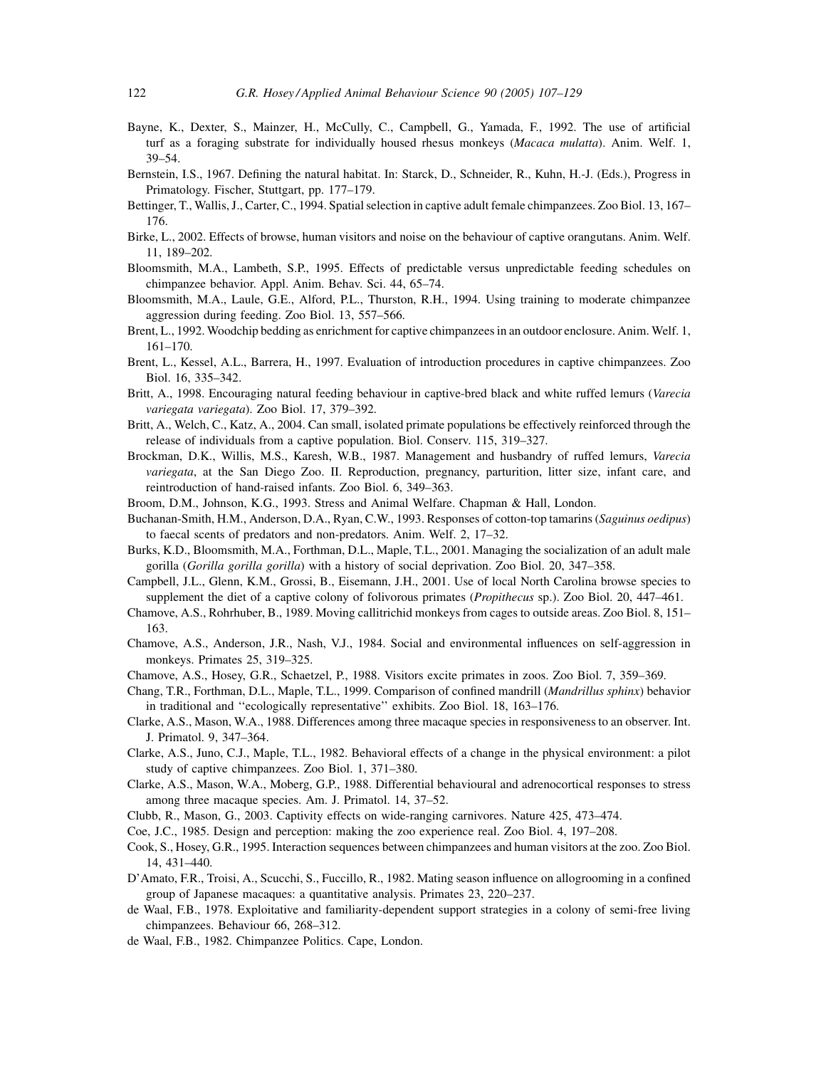Bayne, K., Dexter, S., Mainzer, H., McCully, C., Campbell, G., Yamada, F., 1992. The use of artificial turf as a foraging substrate for individually housed rhesus monkeys (*Macaca mulatta*). Anim. Welf. 1, 39–54.

Bernstein, I.S., 1967. Defining the natural habitat. In: Starck, D., Schneider, R., Kuhn, H.-J. (Eds.), Progress in Primatology. Fischer, Stuttgart, pp. 177–179.

Bettinger, T., Wallis, J., Carter, C., 1994. Spatial selection in captive adult female chimpanzees. Zoo Biol. 13, 167–176.

Birke, L., 2002. Effects of browse, human visitors and noise on the behaviour of captive orangutans. Anim. Welf. 11, 189–202.

Bloomsmith, M.A., Lambeth, S.P., 1995. Effects of predictable versus unpredictable feeding schedules on chimpanzee behavior. Appl. Anim. Behav. Sci. 44, 65–74.

Bloomsmith, M.A., Laule, G.E., Alford, P.L., Thurston, R.H., 1994. Using training to moderate chimpanzee aggression during feeding. Zoo Biol. 13, 557–566.

Brent, L., 1992. Woodchip bedding as enrichment for captive chimpanzees in an outdoor enclosure. Anim. Welf. 1, 161–170.

Brent, L., Kessel, A.L., Barrera, H., 1997. Evaluation of introduction procedures in captive chimpanzees. Zoo Biol. 16, 335–342.

Britt, A., 1998. Encouraging natural feeding behaviour in captive-bred black and white ruffed lemurs (*Varecia variegata variegata*). Zoo Biol. 17, 379–392.

Britt, A., Welch, C., Katz, A., 2004. Can small, isolated primate populations be effectively reinforced through the release of individuals from a captive population. Biol. Conserv. 115, 319–327.

Brockman, D.K., Willis, M.S., Karesh, W.B., 1987. Management and husbandry of ruffed lemurs, *Varecia variegata*, at the San Diego Zoo. II. Reproduction, pregnancy, parturition, litter size, infant care, and reintroduction of hand-raised infants. Zoo Biol. 6, 349–363.

Broom, D.M., Johnson, K.G., 1993. Stress and Animal Welfare. Chapman & Hall, London.

Buchanan-Smith, H.M., Anderson, D.A., Ryan, C.W., 1993. Responses of cotton-top tamarins (*Saguinus oedipus*) to faecal scents of predators and non-predators. Anim. Welf. 2, 17–32.

Burks, K.D., Bloomsmith, M.A., Forthman, D.L., Maple, T.L., 2001. Managing the socialization of an adult male gorilla (*Gorilla gorilla gorilla*) with a history of social deprivation. Zoo Biol. 20, 347–358.

Campbell, J.L., Glenn, K.M., Grossi, B., Eisemann, J.H., 2001. Use of local North Carolina browse species to supplement the diet of a captive colony of folivorous primates (*Propithecus* sp.). Zoo Biol. 20, 447–461.

Chamove, A.S., Rohrhuber, B., 1989. Moving callitrichid monkeys from cages to outside areas. Zoo Biol. 8, 151–163.

Chamove, A.S., Anderson, J.R., Nash, V.J., 1984. Social and environmental influences on self-aggression in monkeys. Primates 25, 319–325.

Chamove, A.S., Hosey, G.R., Schaetzel, P., 1988. Visitors excite primates in zoos. Zoo Biol. 7, 359–369.

Chang, T.R., Forthman, D.L., Maple, T.L., 1999. Comparison of confined mandrill (*Mandrillus sphinx*) behavior in traditional and ''ecologically representative'' exhibits. Zoo Biol. 18, 163–176.

Clarke, A.S., Mason, W.A., 1988. Differences among three macaque species in responsiveness to an observer. Int. J. Primatol. 9, 347–364.

Clarke, A.S., Juno, C.J., Maple, T.L., 1982. Behavioral effects of a change in the physical environment: a pilot study of captive chimpanzees. Zoo Biol. 1, 371–380.

Clarke, A.S., Mason, W.A., Moberg, G.P., 1988. Differential behavioural and adrenocortical responses to stress among three macaque species. Am. J. Primatol. 14, 37–52.

Clubb, R., Mason, G., 2003. Captivity effects on wide-ranging carnivores. Nature 425, 473–474.

Coe, J.C., 1985. Design and perception: making the zoo experience real. Zoo Biol. 4, 197–208.

Cook, S., Hosey, G.R., 1995. Interaction sequences between chimpanzees and human visitors at the zoo. Zoo Biol. 14, 431–440.

D'Amato, F.R., Troisi, A., Scucchi, S., Fuccillo, R., 1982. Mating season influence on allogrooming in a confined group of Japanese macaques: a quantitative analysis. Primates 23, 220–237.

de Waal, F.B., 1978. Exploitative and familiarity-dependent support strategies in a colony of semi-free living chimpanzees. Behaviour 66, 268–312.

de Waal, F.B., 1982. Chimpanzee Politics. Cape, London.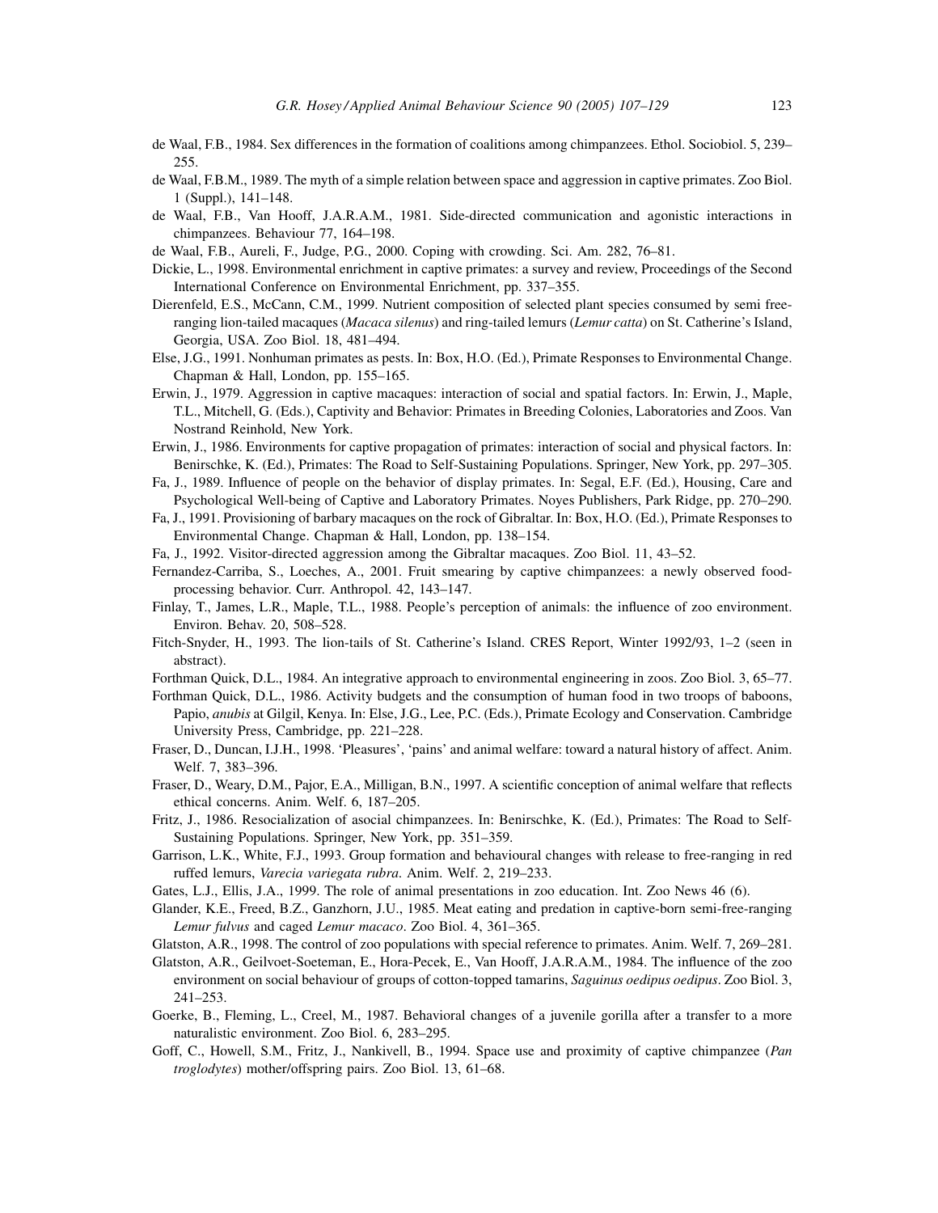de Waal, F.B., 1984. Sex differences in the formation of coalitions among chimpanzees. Ethol. Sociobiol. 5, 239–255.

de Waal, F.B.M., 1989. The myth of a simple relation between space and aggression in captive primates. Zoo Biol. 1 (Suppl.), 141–148.

de Waal, F.B., Van Hooff, J.A.R.A.M., 1981. Side-directed communication and agonistic interactions in chimpanzees. Behaviour 77, 164–198.

de Waal, F.B., Aureli, F., Judge, P.G., 2000. Coping with crowding. Sci. Am. 282, 76–81.

Dickie, L., 1998. Environmental enrichment in captive primates: a survey and review, Proceedings of the Second International Conference on Environmental Enrichment, pp. 337–355.

Dierenfeld, E.S., McCann, C.M., 1999. Nutrient composition of selected plant species consumed by semi free-ranging lion-tailed macaques (*Macaca silenus*) and ring-tailed lemurs (*Lemur catta*) on St. Catherine's Island, Georgia, USA. Zoo Biol. 18, 481–494.

Else, J.G., 1991. Nonhuman primates as pests. In: Box, H.O. (Ed.), Primate Responses to Environmental Change. Chapman & Hall, London, pp. 155–165.

Erwin, J., 1979. Aggression in captive macaques: interaction of social and spatial factors. In: Erwin, J., Maple, T.L., Mitchell, G. (Eds.), Captivity and Behavior: Primates in Breeding Colonies, Laboratories and Zoos. Van Nostrand Reinhold, New York.

Erwin, J., 1986. Environments for captive propagation of primates: interaction of social and physical factors. In: Benirschke, K. (Ed.), Primates: The Road to Self-Sustaining Populations. Springer, New York, pp. 297–305.

Fa, J., 1989. Influence of people on the behavior of display primates. In: Segal, E.F. (Ed.), Housing, Care and Psychological Well-being of Captive and Laboratory Primates. Noyes Publishers, Park Ridge, pp. 270–290.

Fa, J., 1991. Provisioning of barbary macaques on the rock of Gibraltar. In: Box, H.O. (Ed.), Primate Responses to Environmental Change. Chapman & Hall, London, pp. 138–154.

Fa, J., 1992. Visitor-directed aggression among the Gibraltar macaques. Zoo Biol. 11, 43–52.

Fernandez-Carriba, S., Loeches, A., 2001. Fruit smearing by captive chimpanzees: a newly observed food-processing behavior. Curr. Anthropol. 42, 143–147.

Finlay, T., James, L.R., Maple, T.L., 1988. People's perception of animals: the influence of zoo environment. Environ. Behav. 20, 508–528.

Fitch-Snyder, H., 1993. The lion-tails of St. Catherine's Island. CRES Report, Winter 1992/93, 1–2 (seen in abstract).

Forthman Quick, D.L., 1984. An integrative approach to environmental engineering in zoos. Zoo Biol. 3, 65–77.

Forthman Quick, D.L., 1986. Activity budgets and the consumption of human food in two troops of baboons, Papio, *anubis* at Gilgil, Kenya. In: Else, J.G., Lee, P.C. (Eds.), Primate Ecology and Conservation. Cambridge University Press, Cambridge, pp. 221–228.

Fraser, D., Duncan, I.J.H., 1998. 'Pleasures', 'pains' and animal welfare: toward a natural history of affect. Anim. Welf. 7, 383–396.

Fraser, D., Weary, D.M., Pajor, E.A., Milligan, B.N., 1997. A scientific conception of animal welfare that reflects ethical concerns. Anim. Welf. 6, 187–205.

Fritz, J., 1986. Resocialization of asocial chimpanzees. In: Benirschke, K. (Ed.), Primates: The Road to Self-Sustaining Populations. Springer, New York, pp. 351–359.

Garrison, L.K., White, F.J., 1993. Group formation and behavioural changes with release to free-ranging in red ruffed lemurs, *Varecia variegata rubra*. Anim. Welf. 2, 219–233.

Gates, L.J., Ellis, J.A., 1999. The role of animal presentations in zoo education. Int. Zoo News 46 (6).

Glander, K.E., Freed, B.Z., Ganzhorn, J.U., 1985. Meat eating and predation in captive-born semi-free-ranging *Lemur fulvus* and caged *Lemur macaco*. Zoo Biol. 4, 361–365.

Glatston, A.R., 1998. The control of zoo populations with special reference to primates. Anim. Welf. 7, 269–281.

Glatston, A.R., Geilvoet-Soeteman, E., Hora-Pecek, E., Van Hooff, J.A.R.A.M., 1984. The influence of the zoo environment on social behaviour of groups of cotton-topped tamarins, *Saguinus oedipus oedipus*. Zoo Biol. 3, 241–253.

Goerke, B., Fleming, L., Creel, M., 1987. Behavioral changes of a juvenile gorilla after a transfer to a more naturalistic environment. Zoo Biol. 6, 283–295.

Goff, C., Howell, S.M., Fritz, J., Nankivell, B., 1994. Space use and proximity of captive chimpanzee (*Pan troglodytes*) mother/offspring pairs. Zoo Biol. 13, 61–68.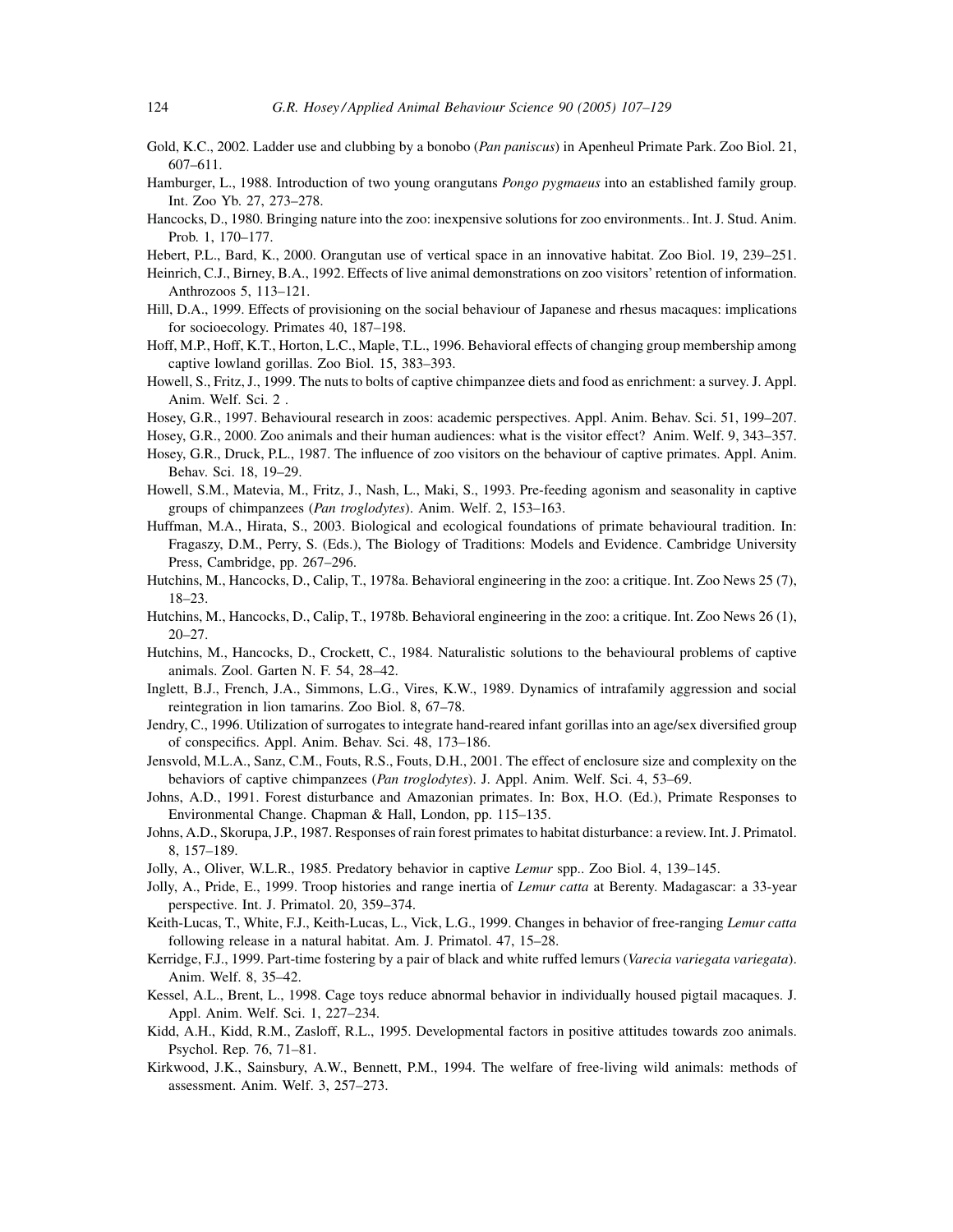Gold, K.C., 2002. Ladder use and clubbing by a bonobo (*Pan paniscus*) in Apenheul Primate Park. Zoo Biol. 21, 607–611.

Hamburger, L., 1988. Introduction of two young orangutans *Pongo pygmaeus* into an established family group. Int. Zoo Yb. 27, 273–278.

Hancocks, D., 1980. Bringing nature into the zoo: inexpensive solutions for zoo environments.. Int. J. Stud. Anim. Prob. 1, 170–177.

Hebert, P.L., Bard, K., 2000. Orangutan use of vertical space in an innovative habitat. Zoo Biol. 19, 239–251.

Heinrich, C.J., Birney, B.A., 1992. Effects of live animal demonstrations on zoo visitors' retention of information. Anthrozoos 5, 113–121.

Hill, D.A., 1999. Effects of provisioning on the social behaviour of Japanese and rhesus macaques: implications for socioecology. Primates 40, 187–198.

Hoff, M.P., Hoff, K.T., Horton, L.C., Maple, T.L., 1996. Behavioral effects of changing group membership among captive lowland gorillas. Zoo Biol. 15, 383–393.

Howell, S., Fritz, J., 1999. The nuts to bolts of captive chimpanzee diets and food as enrichment: a survey. J. Appl. Anim. Welf. Sci. 2 .

Hosey, G.R., 1997. Behavioural research in zoos: academic perspectives. Appl. Anim. Behav. Sci. 51, 199–207.

Hosey, G.R., 2000. Zoo animals and their human audiences: what is the visitor effect? Anim. Welf. 9, 343–357.

Hosey, G.R., Druck, P.L., 1987. The influence of zoo visitors on the behaviour of captive primates. Appl. Anim. Behav. Sci. 18, 19–29.

Howell, S.M., Matevia, M., Fritz, J., Nash, L., Maki, S., 1993. Pre-feeding agonism and seasonality in captive groups of chimpanzees (*Pan troglodytes*). Anim. Welf. 2, 153–163.

Huffman, M.A., Hirata, S., 2003. Biological and ecological foundations of primate behavioural tradition. In: Fragaszy, D.M., Perry, S. (Eds.), The Biology of Traditions: Models and Evidence. Cambridge University Press, Cambridge, pp. 267–296.

Hutchins, M., Hancocks, D., Calip, T., 1978a. Behavioral engineering in the zoo: a critique. Int. Zoo News 25 (7), 18–23.

Hutchins, M., Hancocks, D., Calip, T., 1978b. Behavioral engineering in the zoo: a critique. Int. Zoo News 26 (1), 20–27.

Hutchins, M., Hancocks, D., Crockett, C., 1984. Naturalistic solutions to the behavioural problems of captive animals. Zool. Garten N. F. 54, 28–42.

Inglett, B.J., French, J.A., Simmons, L.G., Vires, K.W., 1989. Dynamics of intrafamily aggression and social reintegration in lion tamarins. Zoo Biol. 8, 67–78.

Jendry, C., 1996. Utilization of surrogates to integrate hand-reared infant gorillas into an age/sex diversified group of conspecifics. Appl. Anim. Behav. Sci. 48, 173–186.

Jensvold, M.L.A., Sanz, C.M., Fouts, R.S., Fouts, D.H., 2001. The effect of enclosure size and complexity on the behaviors of captive chimpanzees (*Pan troglodytes*). J. Appl. Anim. Welf. Sci. 4, 53–69.

Johns, A.D., 1991. Forest disturbance and Amazonian primates. In: Box, H.O. (Ed.), Primate Responses to Environmental Change. Chapman & Hall, London, pp. 115–135.

Johns, A.D., Skorupa, J.P., 1987. Responses of rain forest primates to habitat disturbance: a review. Int. J. Primatol. 8, 157–189.

Jolly, A., Oliver, W.L.R., 1985. Predatory behavior in captive *Lemur* spp.. Zoo Biol. 4, 139–145.

Jolly, A., Pride, E., 1999. Troop histories and range inertia of *Lemur catta* at Berenty. Madagascar: a 33-year perspective. Int. J. Primatol. 20, 359–374.

Keith-Lucas, T., White, F.J., Keith-Lucas, L., Vick, L.G., 1999. Changes in behavior of free-ranging *Lemur catta* following release in a natural habitat. Am. J. Primatol. 47, 15–28.

Kerridge, F.J., 1999. Part-time fostering by a pair of black and white ruffed lemurs (*Varecia variegata variegata*). Anim. Welf. 8, 35–42.

Kessel, A.L., Brent, L., 1998. Cage toys reduce abnormal behavior in individually housed pigtail macaques. J. Appl. Anim. Welf. Sci. 1, 227–234.

Kidd, A.H., Kidd, R.M., Zasloff, R.L., 1995. Developmental factors in positive attitudes towards zoo animals. Psychol. Rep. 76, 71–81.

Kirkwood, J.K., Sainsbury, A.W., Bennett, P.M., 1994. The welfare of free-living wild animals: methods of assessment. Anim. Welf. 3, 257–273.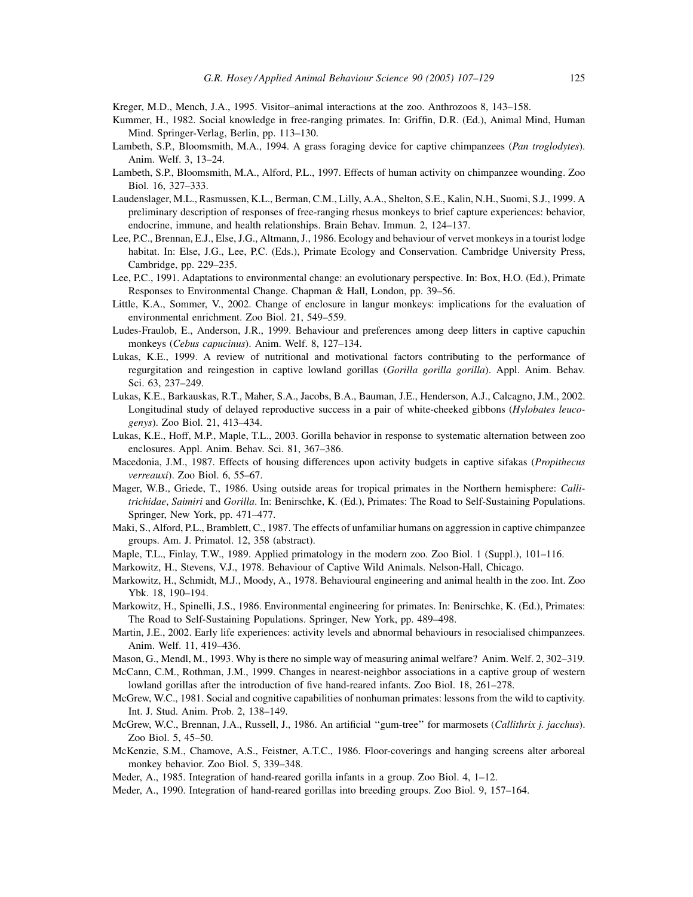Kreger, M.D., Mench, J.A., 1995. Visitor–animal interactions at the zoo. Anthrozoos 8, 143–158.

Kummer, H., 1982. Social knowledge in free-ranging primates. In: Griffin, D.R. (Ed.), Animal Mind, Human Mind. Springer-Verlag, Berlin, pp. 113–130.

Lambeth, S.P., Bloomsmith, M.A., 1994. A grass foraging device for captive chimpanzees (*Pan troglodytes*). Anim. Welf. 3, 13–24.

Lambeth, S.P., Bloomsmith, M.A., Alford, P.L., 1997. Effects of human activity on chimpanzee wounding. Zoo Biol. 16, 327–333.

Laudenslager, M.L., Rasmussen, K.L., Berman, C.M., Lilly, A.A., Shelton, S.E., Kalin, N.H., Suomi, S.J., 1999. A preliminary description of responses of free-ranging rhesus monkeys to brief capture experiences: behavior, endocrine, immune, and health relationships. Brain Behav. Immun. 2, 124–137.

Lee, P.C., Brennan, E.J., Else, J.G., Altmann, J., 1986. Ecology and behaviour of vervet monkeys in a tourist lodge habitat. In: Else, J.G., Lee, P.C. (Eds.), Primate Ecology and Conservation. Cambridge University Press, Cambridge, pp. 229–235.

Lee, P.C., 1991. Adaptations to environmental change: an evolutionary perspective. In: Box, H.O. (Ed.), Primate Responses to Environmental Change. Chapman & Hall, London, pp. 39–56.

Little, K.A., Sommer, V., 2002. Change of enclosure in langur monkeys: implications for the evaluation of environmental enrichment. Zoo Biol. 21, 549–559.

Ludes-Fraulob, E., Anderson, J.R., 1999. Behaviour and preferences among deep litters in captive capuchin monkeys (*Cebus capucinus*). Anim. Welf. 8, 127–134.

Lukas, K.E., 1999. A review of nutritional and motivational factors contributing to the performance of regurgitation and reingestion in captive lowland gorillas (*Gorilla gorilla gorilla*). Appl. Anim. Behav. Sci. 63, 237–249.

Lukas, K.E., Barkauskas, R.T., Maher, S.A., Jacobs, B.A., Bauman, J.E., Henderson, A.J., Calcagno, J.M., 2002. Longitudinal study of delayed reproductive success in a pair of white-cheeked gibbons (*Hylobates leucogenys*). Zoo Biol. 21, 413–434.

Lukas, K.E., Hoff, M.P., Maple, T.L., 2003. Gorilla behavior in response to systematic alternation between zoo enclosures. Appl. Anim. Behav. Sci. 81, 367–386.

Macedonia, J.M., 1987. Effects of housing differences upon activity budgets in captive sifakas (*Propithecus verreauxi*). Zoo Biol. 6, 55–67.

Mager, W.B., Griede, T., 1986. Using outside areas for tropical primates in the Northern hemisphere: *Callitrichidae*, *Saimiri* and *Gorilla*. In: Benirschke, K. (Ed.), Primates: The Road to Self-Sustaining Populations. Springer, New York, pp. 471–477.

Maki, S., Alford, P.L., Bramblett, C., 1987. The effects of unfamiliar humans on aggression in captive chimpanzee groups. Am. J. Primatol. 12, 358 (abstract).

Maple, T.L., Finlay, T.W., 1989. Applied primatology in the modern zoo. Zoo Biol. 1 (Suppl.), 101–116.

Markowitz, H., Stevens, V.J., 1978. Behaviour of Captive Wild Animals. Nelson-Hall, Chicago.

Markowitz, H., Schmidt, M.J., Moody, A., 1978. Behavioural engineering and animal health in the zoo. Int. Zoo Ybk. 18, 190–194.

Markowitz, H., Spinelli, J.S., 1986. Environmental engineering for primates. In: Benirschke, K. (Ed.), Primates: The Road to Self-Sustaining Populations. Springer, New York, pp. 489–498.

Martin, J.E., 2002. Early life experiences: activity levels and abnormal behaviours in resocialised chimpanzees. Anim. Welf. 11, 419–436.

Mason, G., Mendl, M., 1993. Why is there no simple way of measuring animal welfare? Anim. Welf. 2, 302–319.

McCann, C.M., Rothman, J.M., 1999. Changes in nearest-neighbor associations in a captive group of western lowland gorillas after the introduction of five hand-reared infants. Zoo Biol. 18, 261–278.

McGrew, W.C., 1981. Social and cognitive capabilities of nonhuman primates: lessons from the wild to captivity. Int. J. Stud. Anim. Prob. 2, 138–149.

McGrew, W.C., Brennan, J.A., Russell, J., 1986. An artificial "gum-tree" for marmosets (*Callithrix j. jacchus*). Zoo Biol. 5, 45–50.

McKenzie, S.M., Chamove, A.S., Feistner, A.T.C., 1986. Floor-coverings and hanging screens alter arboreal monkey behavior. Zoo Biol. 5, 339–348.

Meder, A., 1985. Integration of hand-reared gorilla infants in a group. Zoo Biol. 4, 1–12.

Meder, A., 1990. Integration of hand-reared gorillas into breeding groups. Zoo Biol. 9, 157–164.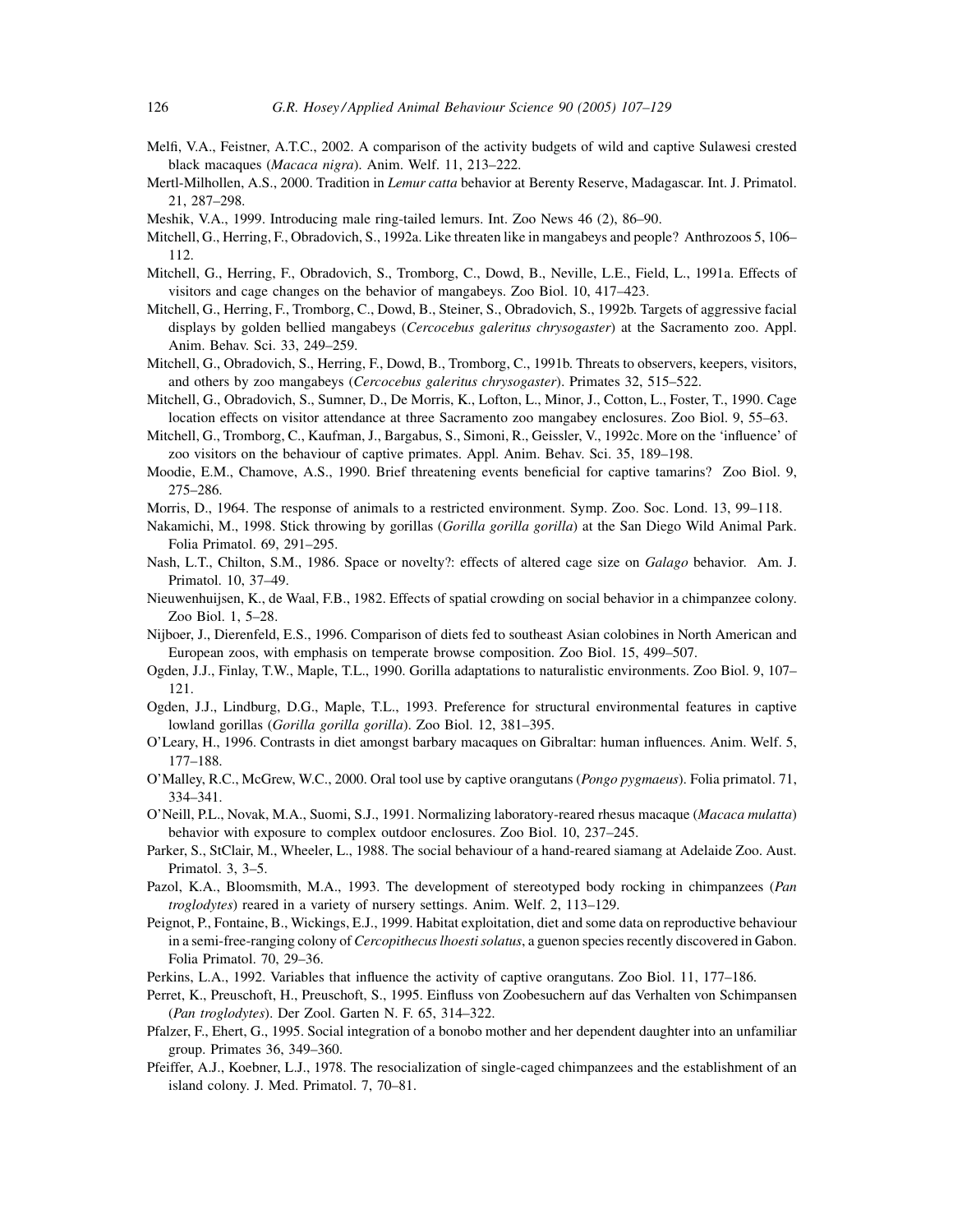Melfi, V.A., Feistner, A.T.C., 2002. A comparison of the activity budgets of wild and captive Sulawesi crested black macaques (*Macaca nigra*). Anim. Welf. 11, 213–222.

Mertl-Milhollen, A.S., 2000. Tradition in *Lemur catta* behavior at Berenty Reserve, Madagascar. Int. J. Primatol. 21, 287–298.

Meshik, V.A., 1999. Introducing male ring-tailed lemurs. Int. Zoo News 46 (2), 86–90.

Mitchell, G., Herring, F., Obradovich, S., 1992a. Like threaten like in mangabeys and people? Anthrozoos 5, 106–112.

Mitchell, G., Herring, F., Obradovich, S., Tromborg, C., Dowd, B., Neville, L.E., Field, L., 1991a. Effects of visitors and cage changes on the behavior of mangabeys. Zoo Biol. 10, 417–423.

Mitchell, G., Herring, F., Tromborg, C., Dowd, B., Steiner, S., Obradovich, S., 1992b. Targets of aggressive facial displays by golden bellied mangabeys (*Cercocebus galeritus chrysogaster*) at the Sacramento zoo. Appl. Anim. Behav. Sci. 33, 249–259.

Mitchell, G., Obradovich, S., Herring, F., Dowd, B., Tromborg, C., 1991b. Threats to observers, keepers, visitors, and others by zoo mangabeys (*Cercocebus galeritus chrysogaster*). Primates 32, 515–522.

Mitchell, G., Obradovich, S., Sumner, D., De Morris, K., Lofton, L., Minor, J., Cotton, L., Foster, T., 1990. Cage location effects on visitor attendance at three Sacramento zoo mangabey enclosures. Zoo Biol. 9, 55–63.

Mitchell, G., Tromborg, C., Kaufman, J., Bargabus, S., Simoni, R., Geissler, V., 1992c. More on the 'influence' of zoo visitors on the behaviour of captive primates. Appl. Anim. Behav. Sci. 35, 189–198.

Moodie, E.M., Chamove, A.S., 1990. Brief threatening events beneficial for captive tamarins? Zoo Biol. 9, 275–286.

Morris, D., 1964. The response of animals to a restricted environment. Symp. Zoo. Soc. Lond. 13, 99–118.

Nakamichi, M., 1998. Stick throwing by gorillas (*Gorilla gorilla gorilla*) at the San Diego Wild Animal Park. Folia Primatol. 69, 291–295.

Nash, L.T., Chilton, S.M., 1986. Space or novelty?: effects of altered cage size on *Galago* behavior. Am. J. Primatol. 10, 37–49.

Nieuwenhuijsen, K., de Waal, F.B., 1982. Effects of spatial crowding on social behavior in a chimpanzee colony. Zoo Biol. 1, 5–28.

Nijboer, J., Dierenfeld, E.S., 1996. Comparison of diets fed to southeast Asian colobines in North American and European zoos, with emphasis on temperate browse composition. Zoo Biol. 15, 499–507.

Ogden, J.J., Finlay, T.W., Maple, T.L., 1990. Gorilla adaptations to naturalistic environments. Zoo Biol. 9, 107–121.

Ogden, J.J., Lindburg, D.G., Maple, T.L., 1993. Preference for structural environmental features in captive lowland gorillas (*Gorilla gorilla gorilla*). Zoo Biol. 12, 381–395.

O'Leary, H., 1996. Contrasts in diet amongst barbary macaques on Gibraltar: human influences. Anim. Welf. 5, 177–188.

O'Malley, R.C., McGrew, W.C., 2000. Oral tool use by captive orangutans (*Pongo pygmaeus*). Folia primatol. 71, 334–341.

O'Neill, P.L., Novak, M.A., Suomi, S.J., 1991. Normalizing laboratory-reared rhesus macaque (*Macaca mulatta*) behavior with exposure to complex outdoor enclosures. Zoo Biol. 10, 237–245.

Parker, S., StClair, M., Wheeler, L., 1988. The social behaviour of a hand-reared siamang at Adelaide Zoo. Aust. Primatol. 3, 3–5.

Pazol, K.A., Bloomsmith, M.A., 1993. The development of stereotyped body rocking in chimpanzees (*Pan troglodytes*) reared in a variety of nursery settings. Anim. Welf. 2, 113–129.

Peignot, P., Fontaine, B., Wickings, E.J., 1999. Habitat exploitation, diet and some data on reproductive behaviour in a semi-free-ranging colony of *Cercopithecus lhoesti solatus*, a guenon species recently discovered in Gabon. Folia Primatol. 70, 29–36.

Perkins, L.A., 1992. Variables that influence the activity of captive orangutans. Zoo Biol. 11, 177–186.

Perret, K., Preuschoft, H., Preuschoft, S., 1995. Einfluss von Zoobesuchern auf das Verhalten von Schimpansen (*Pan troglodytes*). Der Zool. Garten N. F. 65, 314–322.

Pfalzer, F., Ehert, G., 1995. Social integration of a bonobo mother and her dependent daughter into an unfamiliar group. Primates 36, 349–360.

Pfeiffer, A.J., Koebner, L.J., 1978. The resocialization of single-caged chimpanzees and the establishment of an island colony. J. Med. Primatol. 7, 70–81.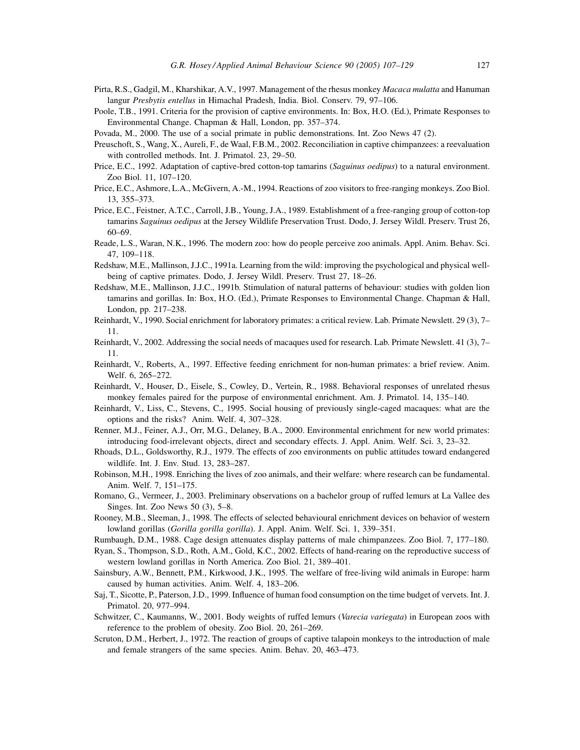Pirta, R.S., Gadgil, M., Kharshikar, A.V., 1997. Management of the rhesus monkey *Macaca mulatta* and Hanuman langur *Presbytis entellus* in Himachal Pradesh, India. Biol. Conserv. 79, 97–106.

Poole, T.B., 1991. Criteria for the provision of captive environments. In: Box, H.O. (Ed.), Primate Responses to Environmental Change. Chapman & Hall, London, pp. 357–374.

Povada, M., 2000. The use of a social primate in public demonstrations. Int. Zoo News 47 (2).

Preuschoft, S., Wang, X., Aureli, F., de Waal, F.B.M., 2002. Reconciliation in captive chimpanzees: a reevaluation with controlled methods. Int. J. Primatol. 23, 29–50.

Price, E.C., 1992. Adaptation of captive-bred cotton-top tamarins (*Saguinus oedipus*) to a natural environment. Zoo Biol. 11, 107–120.

Price, E.C., Ashmore, L.A., McGivern, A.-M., 1994. Reactions of zoo visitors to free-ranging monkeys. Zoo Biol. 13, 355–373.

Price, E.C., Feistner, A.T.C., Carroll, J.B., Young, J.A., 1989. Establishment of a free-ranging group of cotton-top tamarins *Saguinus oedipus* at the Jersey Wildlife Preservation Trust. Dodo, J. Jersey Wildl. Preserv. Trust 26, 60–69.

Reade, L.S., Waran, N.K., 1996. The modern zoo: how do people perceive zoo animals. Appl. Anim. Behav. Sci. 47, 109–118.

Redshaw, M.E., Mallinson, J.J.C., 1991a. Learning from the wild: improving the psychological and physical well-being of captive primates. Dodo, J. Jersey Wildl. Preserv. Trust 27, 18–26.

Redshaw, M.E., Mallinson, J.J.C., 1991b. Stimulation of natural patterns of behaviour: studies with golden lion tamarins and gorillas. In: Box, H.O. (Ed.), Primate Responses to Environmental Change. Chapman & Hall, London, pp. 217–238.

Reinhardt, V., 1990. Social enrichment for laboratory primates: a critical review. Lab. Primate Newslett. 29 (3), 7–11.

Reinhardt, V., 2002. Addressing the social needs of macaques used for research. Lab. Primate Newslett. 41 (3), 7–11.

Reinhardt, V., Roberts, A., 1997. Effective feeding enrichment for non-human primates: a brief review. Anim. Welf. 6, 265–272.

Reinhardt, V., Houser, D., Eisele, S., Cowley, D., Vertein, R., 1988. Behavioral responses of unrelated rhesus monkey females paired for the purpose of environmental enrichment. Am. J. Primatol. 14, 135–140.

Reinhardt, V., Liss, C., Stevens, C., 1995. Social housing of previously single-caged macaques: what are the options and the risks? Anim. Welf. 4, 307–328.

Renner, M.J., Feiner, A.J., Orr, M.G., Delaney, B.A., 2000. Environmental enrichment for new world primates: introducing food-irrelevant objects, direct and secondary effects. J. Appl. Anim. Welf. Sci. 3, 23–32.

Rhoads, D.L., Goldsworthy, R.J., 1979. The effects of zoo environments on public attitudes toward endangered wildlife. Int. J. Env. Stud. 13, 283–287.

Robinson, M.H., 1998. Enriching the lives of zoo animals, and their welfare: where research can be fundamental. Anim. Welf. 7, 151–175.

Romano, G., Vermeer, J., 2003. Preliminary observations on a bachelor group of ruffed lemurs at La Vallee des Singes. Int. Zoo News 50 (3), 5–8.

Rooney, M.B., Sleeman, J., 1998. The effects of selected behavioural enrichment devices on behavior of western lowland gorillas (*Gorilla gorilla gorilla*). J. Appl. Anim. Welf. Sci. 1, 339–351.

Rumbaugh, D.M., 1988. Cage design attenuates display patterns of male chimpanzees. Zoo Biol. 7, 177–180.

Ryan, S., Thompson, S.D., Roth, A.M., Gold, K.C., 2002. Effects of hand-rearing on the reproductive success of western lowland gorillas in North America. Zoo Biol. 21, 389–401.

Sainsbury, A.W., Bennett, P.M., Kirkwood, J.K., 1995. The welfare of free-living wild animals in Europe: harm caused by human activities. Anim. Welf. 4, 183–206.

Saj, T., Sicotte, P., Paterson, J.D., 1999. Influence of human food consumption on the time budget of vervets. Int. J. Primatol. 20, 977–994.

Schwitzer, C., Kaumanns, W., 2001. Body weights of ruffed lemurs (*Varecia variegata*) in European zoos with reference to the problem of obesity. Zoo Biol. 20, 261–269.

Scruton, D.M., Herbert, J., 1972. The reaction of groups of captive talapoin monkeys to the introduction of male and female strangers of the same species. Anim. Behav. 20, 463–473.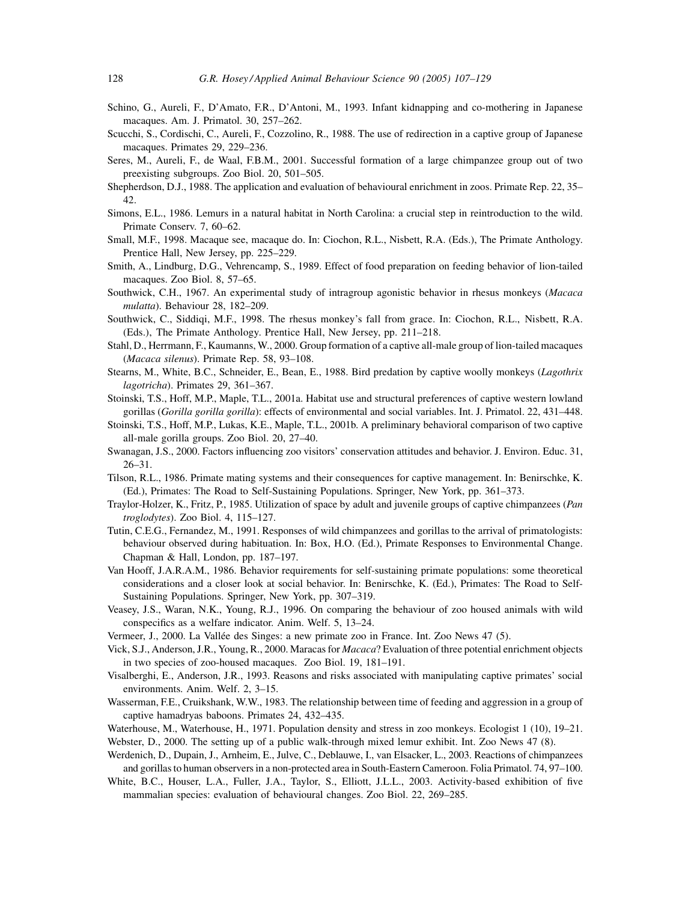Schino, G., Aureli, F., D'Amato, F.R., D'Antoni, M., 1993. Infant kidnapping and co-mothering in Japanese macaques. Am. J. Primatol. 30, 257–262.

Scucchi, S., Cordischi, C., Aureli, F., Cozzolino, R., 1988. The use of redirection in a captive group of Japanese macaques. Primates 29, 229–236.

Seres, M., Aureli, F., de Waal, F.B.M., 2001. Successful formation of a large chimpanzee group out of two preexisting subgroups. Zoo Biol. 20, 501–505.

Shepherdson, D.J., 1988. The application and evaluation of behavioural enrichment in zoos. Primate Rep. 22, 35–42.

Simons, E.L., 1986. Lemurs in a natural habitat in North Carolina: a crucial step in reintroduction to the wild. Primate Conserv. 7, 60–62.

Small, M.F., 1998. Macaque see, macaque do. In: Ciochon, R.L., Nisbett, R.A. (Eds.), The Primate Anthology. Prentice Hall, New Jersey, pp. 225–229.

Smith, A., Lindburg, D.G., Vehrencamp, S., 1989. Effect of food preparation on feeding behavior of lion-tailed macaques. Zoo Biol. 8, 57–65.

Southwick, C.H., 1967. An experimental study of intragroup agonistic behavior in rhesus monkeys (*Macaca mulatta*). Behaviour 28, 182–209.

Southwick, C., Siddiqi, M.F., 1998. The rhesus monkey's fall from grace. In: Ciochon, R.L., Nisbett, R.A. (Eds.), The Primate Anthology. Prentice Hall, New Jersey, pp. 211–218.

Stahl, D., Herrmann, F., Kaumanns, W., 2000. Group formation of a captive all-male group of lion-tailed macaques (*Macaca silenus*). Primate Rep. 58, 93–108.

Stearns, M., White, B.C., Schneider, E., Bean, E., 1988. Bird predation by captive woolly monkeys (*Lagothrix lagotricha*). Primates 29, 361–367.

Stoinski, T.S., Hoff, M.P., Maple, T.L., 2001a. Habitat use and structural preferences of captive western lowland gorillas (*Gorilla gorilla gorilla*): effects of environmental and social variables. Int. J. Primatol. 22, 431–448.

Stoinski, T.S., Hoff, M.P., Lukas, K.E., Maple, T.L., 2001b. A preliminary behavioral comparison of two captive all-male gorilla groups. Zoo Biol. 20, 27–40.

Swanagan, J.S., 2000. Factors influencing zoo visitors' conservation attitudes and behavior. J. Environ. Educ. 31, 26–31.

Tilson, R.L., 1986. Primate mating systems and their consequences for captive management. In: Benirschke, K. (Ed.), Primates: The Road to Self-Sustaining Populations. Springer, New York, pp. 361–373.

Traylor-Holzer, K., Fritz, P., 1985. Utilization of space by adult and juvenile groups of captive chimpanzees (*Pan troglodytes*). Zoo Biol. 4, 115–127.

Tutin, C.E.G., Fernandez, M., 1991. Responses of wild chimpanzees and gorillas to the arrival of primatologists: behaviour observed during habituation. In: Box, H.O. (Ed.), Primate Responses to Environmental Change. Chapman & Hall, London, pp. 187–197.

Van Hooff, J.A.R.A.M., 1986. Behavior requirements for self-sustaining primate populations: some theoretical considerations and a closer look at social behavior. In: Benirschke, K. (Ed.), Primates: The Road to Self-Sustaining Populations. Springer, New York, pp. 307–319.

Veasey, J.S., Waran, N.K., Young, R.J., 1996. On comparing the behaviour of zoo housed animals with wild conspecifics as a welfare indicator. Anim. Welf. 5, 13–24.

Vermeer, J., 2000. La Vallée des Singes: a new primate zoo in France. Int. Zoo News 47 (5).

Vick, S.J., Anderson, J.R., Young, R., 2000. Maracas for *Macaca*? Evaluation of three potential enrichment objects in two species of zoo-housed macaques. Zoo Biol. 19, 181–191.

Visalberghi, E., Anderson, J.R., 1993. Reasons and risks associated with manipulating captive primates' social environments. Anim. Welf. 2, 3–15.

Wasserman, F.E., Cruikshank, W.W., 1983. The relationship between time of feeding and aggression in a group of captive hamadryas baboons. Primates 24, 432–435.

Waterhouse, M., Waterhouse, H., 1971. Population density and stress in zoo monkeys. Ecologist 1 (10), 19–21.

Webster, D., 2000. The setting up of a public walk-through mixed lemur exhibit. Int. Zoo News 47 (8).

Werdenich, D., Dupain, J., Arnheim, E., Julve, C., Deblauwe, I., van Elsacker, L., 2003. Reactions of chimpanzees and gorillas to human observers in a non-protected area in South-Eastern Cameroon. Folia Primatol. 74, 97–100.

White, B.C., Houser, L.A., Fuller, J.A., Taylor, S., Elliott, J.L.L., 2003. Activity-based exhibition of five mammalian species: evaluation of behavioural changes. Zoo Biol. 22, 269–285.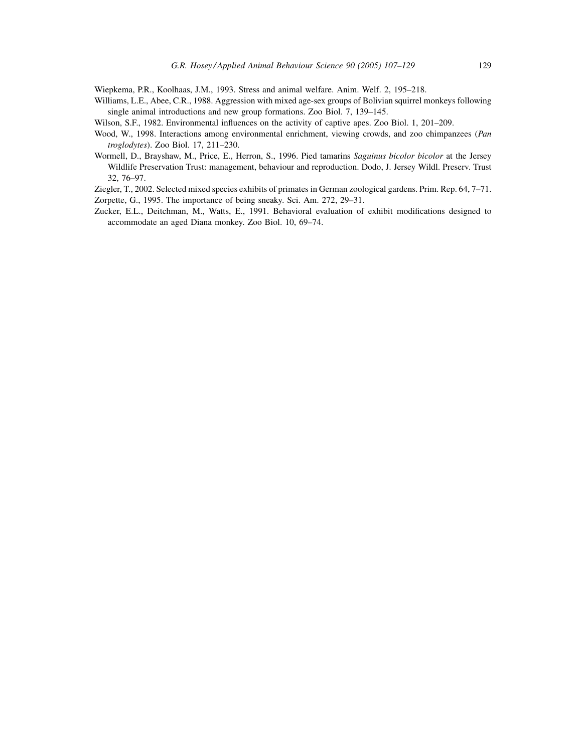Wiepkema, P.R., Koolhaas, J.M., 1993. Stress and animal welfare. Anim. Welf. 2, 195–218.

Williams, L.E., Abee, C.R., 1988. Aggression with mixed age-sex groups of Bolivian squirrel monkeys following single animal introductions and new group formations. Zoo Biol. 7, 139–145.

Wilson, S.F., 1982. Environmental influences on the activity of captive apes. Zoo Biol. 1, 201–209.

Wood, W., 1998. Interactions among environmental enrichment, viewing crowds, and zoo chimpanzees (*Pan troglodytes*). Zoo Biol. 17, 211–230.

Wormell, D., Brayshaw, M., Price, E., Herron, S., 1996. Pied tamarins *Saguinus bicolor bicolor* at the Jersey Wildlife Preservation Trust: management, behaviour and reproduction. Dodo, J. Jersey Wildl. Preserv. Trust 32, 76–97.

Ziegler, T., 2002. Selected mixed species exhibits of primates in German zoological gardens. Prim. Rep. 64, 7–71.

Zorpette, G., 1995. The importance of being sneaky. Sci. Am. 272, 29–31.

Zucker, E.L., Deitchman, M., Watts, E., 1991. Behavioral evaluation of exhibit modifications designed to accommodate an aged Diana monkey. Zoo Biol. 10, 69–74.